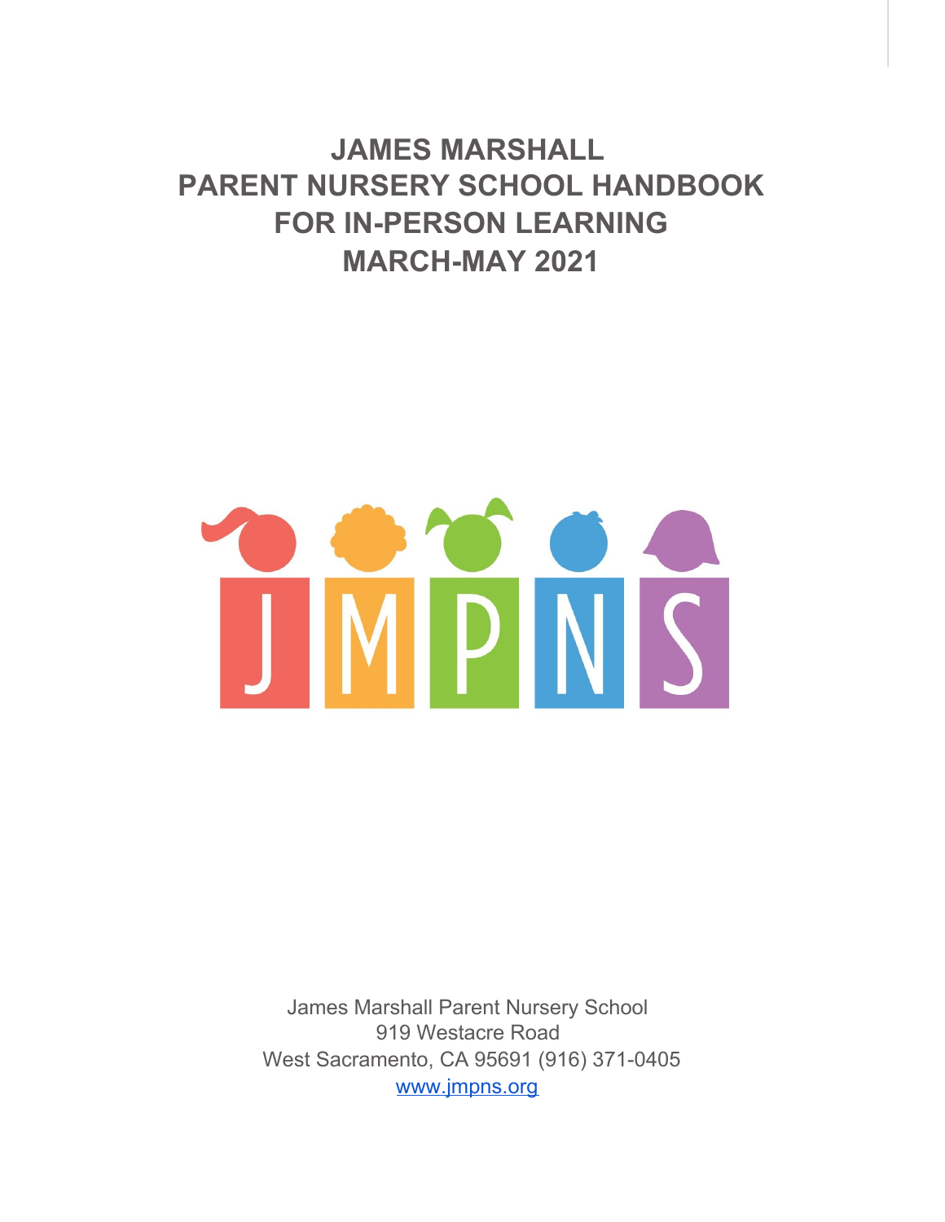# JAMES MARSHALL PARENT NURSERY SCHOOL HANDBOOK FOR IN-PERSON LEARNING MARCH-MAY 2021

JMPNS

James Marshall Parent Nursery School
919 Westacre Road
West Sacramento, CA 95691 (916) 371-0405
www.jmpns.org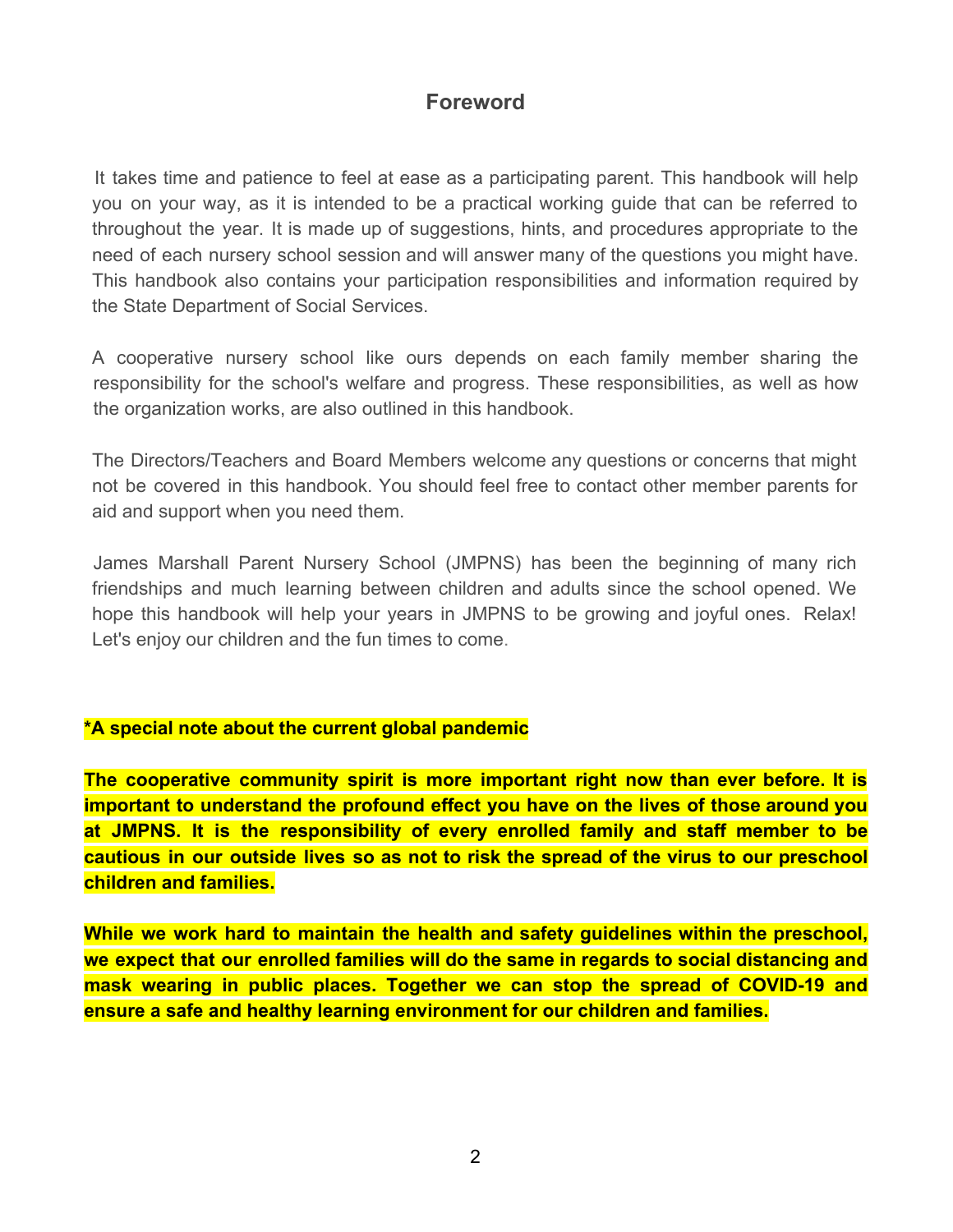## Foreword

It takes time and patience to feel at ease as a participating parent. This handbook will help you on your way, as it is intended to be a practical working guide that can be referred to throughout the year. It is made up of suggestions, hints, and procedures appropriate to the need of each nursery school session and will answer many of the questions you might have. This handbook also contains your participation responsibilities and information required by the State Department of Social Services.

A cooperative nursery school like ours depends on each family member sharing the responsibility for the school's welfare and progress. These responsibilities, as well as how the organization works, are also outlined in this handbook.

The Directors/Teachers and Board Members welcome any questions or concerns that might not be covered in this handbook. You should feel free to contact other member parents for aid and support when you need them.

James Marshall Parent Nursery School (JMPNS) has been the beginning of many rich friendships and much learning between children and adults since the school opened. We hope this handbook will help your years in JMPNS to be growing and joyful ones. Relax! Let's enjoy our children and the fun times to come.

**\*A special note about the current global pandemic**

**The cooperative community spirit is more important right now than ever before. It is important to understand the profound effect you have on the lives of those around you at JMPNS. It is the responsibility of every enrolled family and staff member to be cautious in our outside lives so as not to risk the spread of the virus to our preschool children and families.**

**While we work hard to maintain the health and safety guidelines within the preschool, we expect that our enrolled families will do the same in regards to social distancing and mask wearing in public places. Together we can stop the spread of COVID-19 and ensure a safe and healthy learning environment for our children and families.**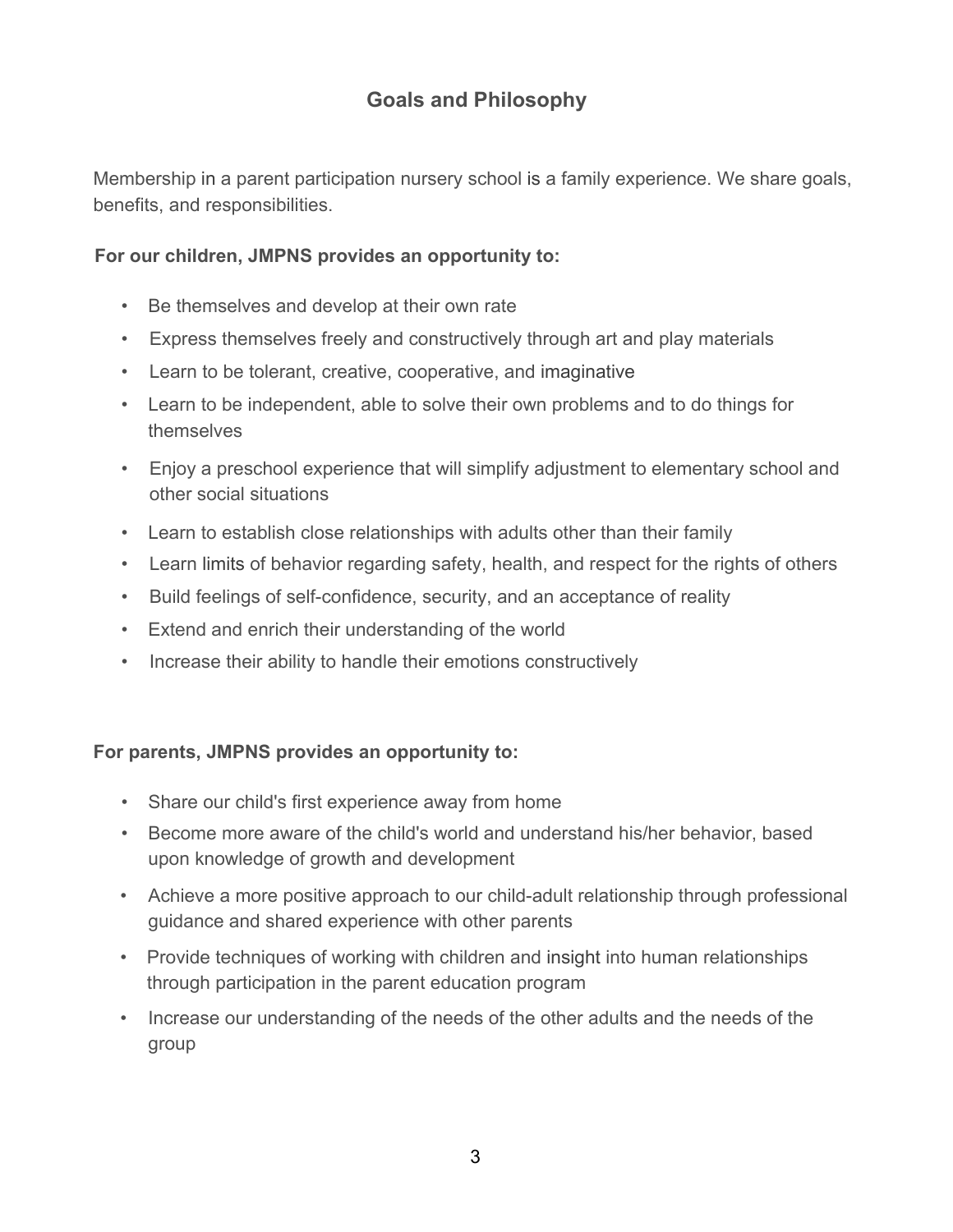## Goals and Philosophy

Membership in a parent participation nursery school is a family experience. We share goals, benefits, and responsibilities.

**For our children, JMPNS provides an opportunity to:**

- Be themselves and develop at their own rate
- Express themselves freely and constructively through art and play materials
- Learn to be tolerant, creative, cooperative, and imaginative
- Learn to be independent, able to solve their own problems and to do things for themselves
- Enjoy a preschool experience that will simplify adjustment to elementary school and other social situations
- Learn to establish close relationships with adults other than their family
- Learn limits of behavior regarding safety, health, and respect for the rights of others
- Build feelings of self-confidence, security, and an acceptance of reality
- Extend and enrich their understanding of the world
- Increase their ability to handle their emotions constructively

**For parents, JMPNS provides an opportunity to:**

- Share our child's first experience away from home
- Become more aware of the child's world and understand his/her behavior, based upon knowledge of growth and development
- Achieve a more positive approach to our child-adult relationship through professional guidance and shared experience with other parents
- Provide techniques of working with children and insight into human relationships through participation in the parent education program
- Increase our understanding of the needs of the other adults and the needs of the group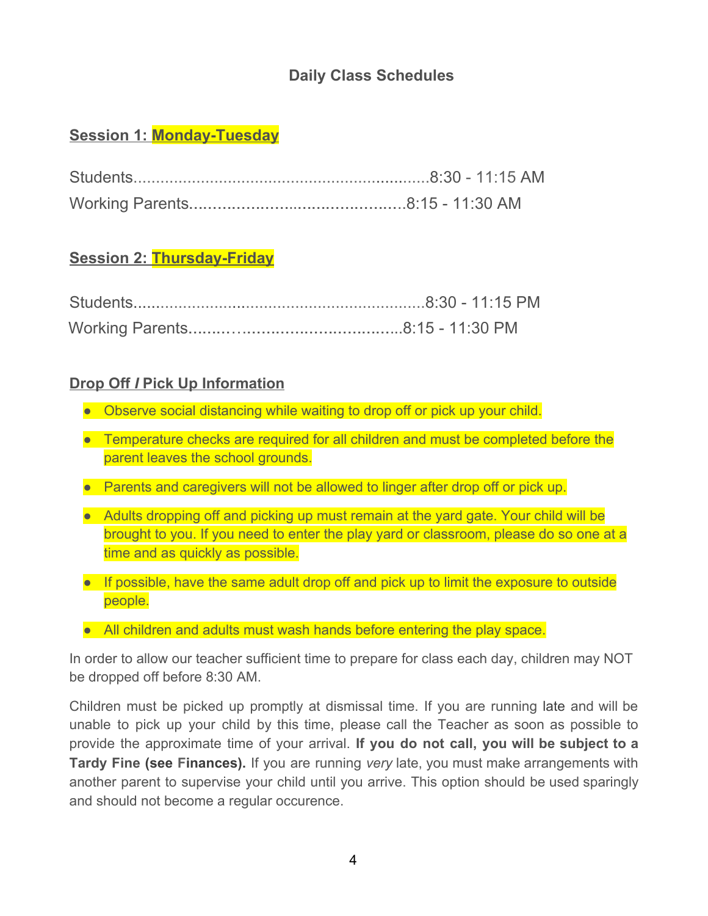## Daily Class Schedules

**Session 1: Monday-Tuesday**

Students..................................................................8:30 - 11:15 AM
Working Parents...............................................8:15 - 11:30 AM

**Session 2: Thursday-Friday**

Students.................................................................8:30 - 11:15 PM
Working Parents.........…...................................8:15 - 11:30 PM

**Drop Off / Pick Up Information**

- Observe social distancing while waiting to drop off or pick up your child.
- Temperature checks are required for all children and must be completed before the parent leaves the school grounds.
- Parents and caregivers will not be allowed to linger after drop off or pick up.
- Adults dropping off and picking up must remain at the yard gate. Your child will be brought to you. If you need to enter the play yard or classroom, please do so one at a time and as quickly as possible.
- If possible, have the same adult drop off and pick up to limit the exposure to outside people.
- All children and adults must wash hands before entering the play space.

In order to allow our teacher sufficient time to prepare for class each day, children may NOT be dropped off before 8:30 AM.

Children must be picked up promptly at dismissal time. If you are running late and will be unable to pick up your child by this time, please call the Teacher as soon as possible to provide the approximate time of your arrival. **If you do not call, you will be subject to a Tardy Fine (see Finances).** If you are running *very* late, you must make arrangements with another parent to supervise your child until you arrive. This option should be used sparingly and should not become a regular occurence.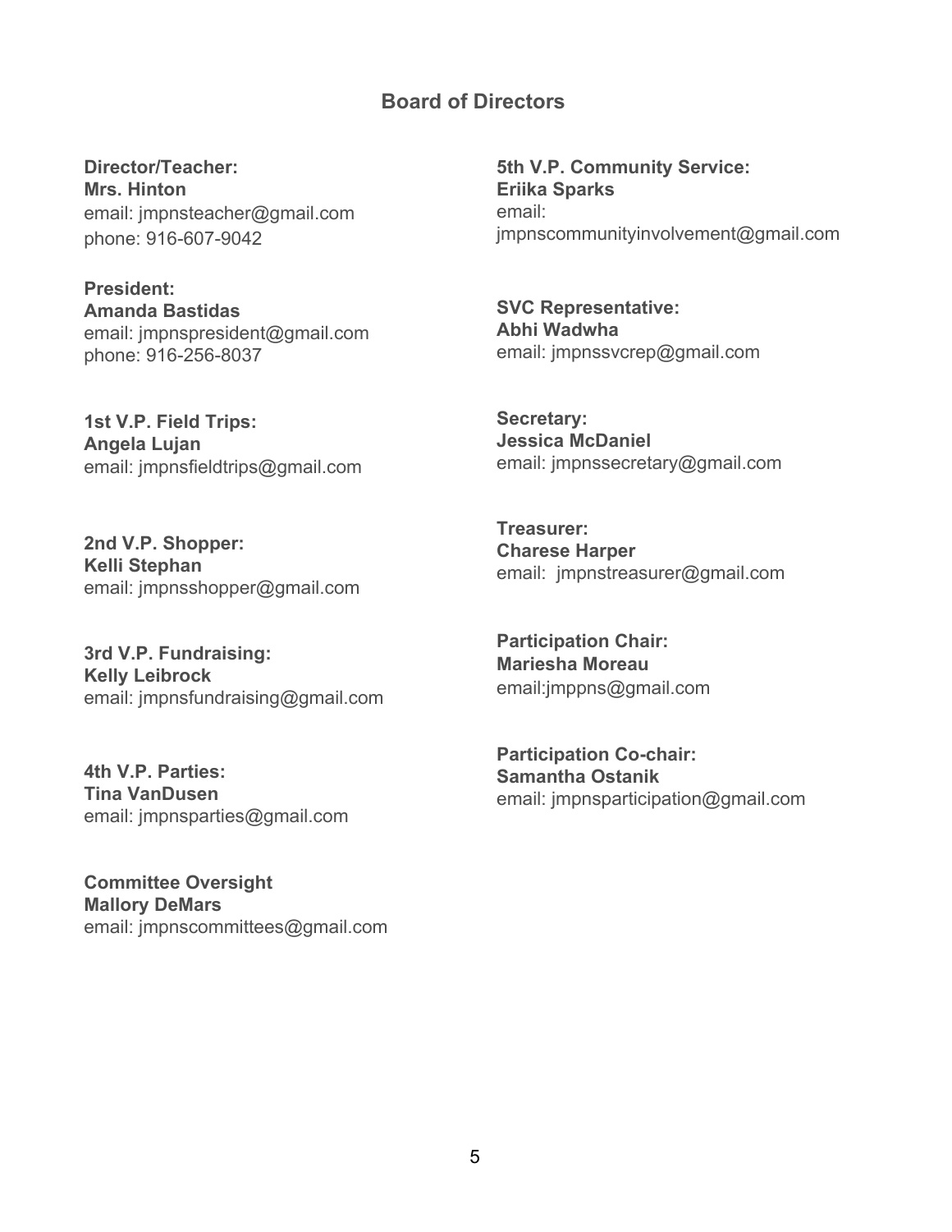## Board of Directors

**Director/Teacher:**
**Mrs. Hinton**
email: jmpnsteacher@gmail.com
phone: 916-607-9042

**President:**
**Amanda Bastidas**
email: jmpnspresident@gmail.com
phone: 916-256-8037

**1st V.P. Field Trips:**
**Angela Lujan**
email: jmpnsfieldtrips@gmail.com

**2nd V.P. Shopper:**
**Kelli Stephan**
email: jmpnsshopper@gmail.com

**3rd V.P. Fundraising:**
**Kelly Leibrock**
email: jmpnsfundraising@gmail.com

**4th V.P. Parties:**
**Tina VanDusen**
email: jmpnsparties@gmail.com

**Committee Oversight**
**Mallory DeMars**
email: jmpnscommittees@gmail.com

**5th V.P. Community Service:**
**Eriika Sparks**
email:
jmpnscommunityinvolvement@gmail.com

**SVC Representative:**
**Abhi Wadwha**
email: jmpnssvcrep@gmail.com

**Secretary:**
**Jessica McDaniel**
email: jmpnssecretary@gmail.com

**Treasurer:**
**Charese Harper**
email: jmpnstreasurer@gmail.com

**Participation Chair:**
**Mariesha Moreau**
email:jmppns@gmail.com

**Participation Co-chair:**
**Samantha Ostanik**
email: jmpnsparticipation@gmail.com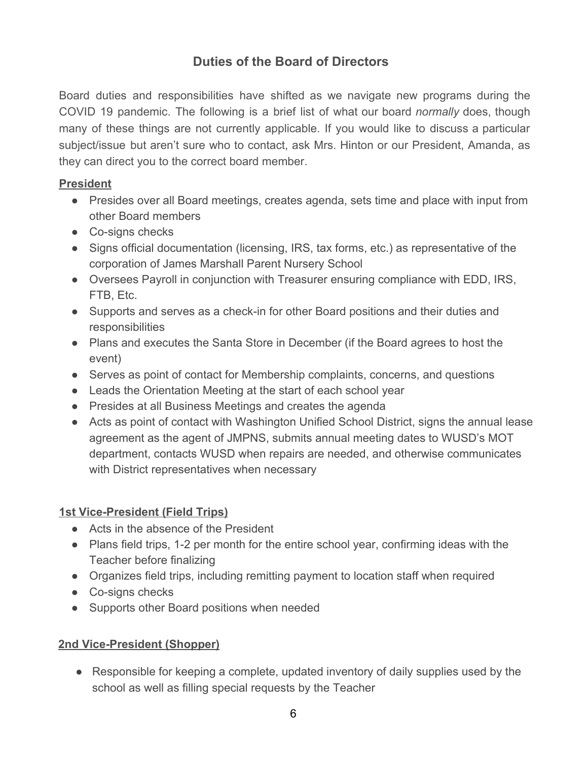## Duties of the Board of Directors

Board duties and responsibilities have shifted as we navigate new programs during the COVID 19 pandemic. The following is a brief list of what our board *normally* does, though many of these things are not currently applicable. If you would like to discuss a particular subject/issue but aren't sure who to contact, ask Mrs. Hinton or our President, Amanda, as they can direct you to the correct board member.

### President

- Presides over all Board meetings, creates agenda, sets time and place with input from other Board members
- Co-signs checks
- Signs official documentation (licensing, IRS, tax forms, etc.) as representative of the corporation of James Marshall Parent Nursery School
- Oversees Payroll in conjunction with Treasurer ensuring compliance with EDD, IRS, FTB, Etc.
- Supports and serves as a check-in for other Board positions and their duties and responsibilities
- Plans and executes the Santa Store in December (if the Board agrees to host the event)
- Serves as point of contact for Membership complaints, concerns, and questions
- Leads the Orientation Meeting at the start of each school year
- Presides at all Business Meetings and creates the agenda
- Acts as point of contact with Washington Unified School District, signs the annual lease agreement as the agent of JMPNS, submits annual meeting dates to WUSD's MOT department, contacts WUSD when repairs are needed, and otherwise communicates with District representatives when necessary

### 1st Vice-President (Field Trips)

- Acts in the absence of the President
- Plans field trips, 1-2 per month for the entire school year, confirming ideas with the Teacher before finalizing
- Organizes field trips, including remitting payment to location staff when required
- Co-signs checks
- Supports other Board positions when needed

### 2nd Vice-President (Shopper)

- Responsible for keeping a complete, updated inventory of daily supplies used by the school as well as filling special requests by the Teacher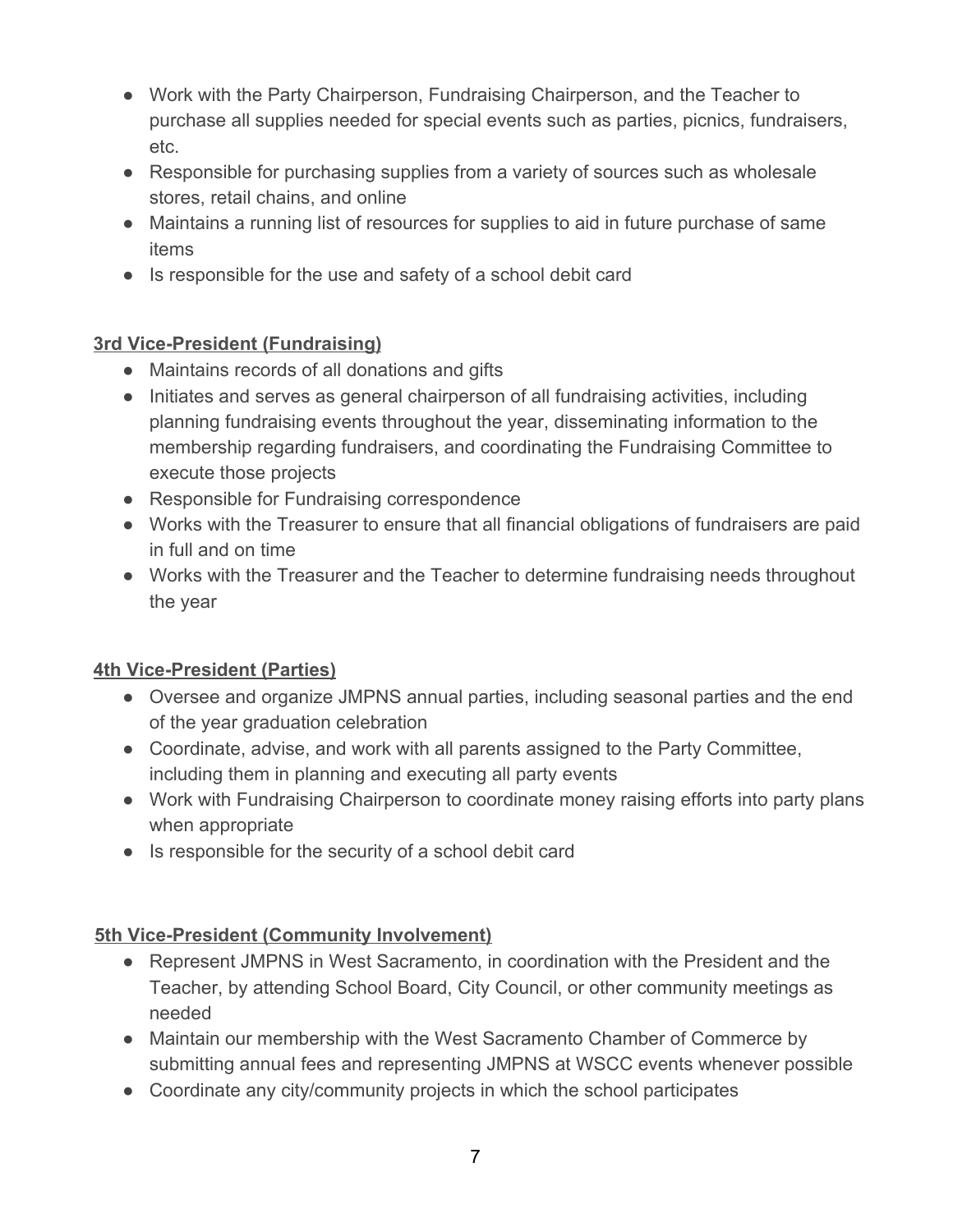- Work with the Party Chairperson, Fundraising Chairperson, and the Teacher to purchase all supplies needed for special events such as parties, picnics, fundraisers, etc.
- Responsible for purchasing supplies from a variety of sources such as wholesale stores, retail chains, and online
- Maintains a running list of resources for supplies to aid in future purchase of same items
- Is responsible for the use and safety of a school debit card

**3rd Vice-President (Fundraising)**

- Maintains records of all donations and gifts
- Initiates and serves as general chairperson of all fundraising activities, including planning fundraising events throughout the year, disseminating information to the membership regarding fundraisers, and coordinating the Fundraising Committee to execute those projects
- Responsible for Fundraising correspondence
- Works with the Treasurer to ensure that all financial obligations of fundraisers are paid in full and on time
- Works with the Treasurer and the Teacher to determine fundraising needs throughout the year

**4th Vice-President (Parties)**

- Oversee and organize JMPNS annual parties, including seasonal parties and the end of the year graduation celebration
- Coordinate, advise, and work with all parents assigned to the Party Committee, including them in planning and executing all party events
- Work with Fundraising Chairperson to coordinate money raising efforts into party plans when appropriate
- Is responsible for the security of a school debit card

**5th Vice-President (Community Involvement)**

- Represent JMPNS in West Sacramento, in coordination with the President and the Teacher, by attending School Board, City Council, or other community meetings as needed
- Maintain our membership with the West Sacramento Chamber of Commerce by submitting annual fees and representing JMPNS at WSCC events whenever possible
- Coordinate any city/community projects in which the school participates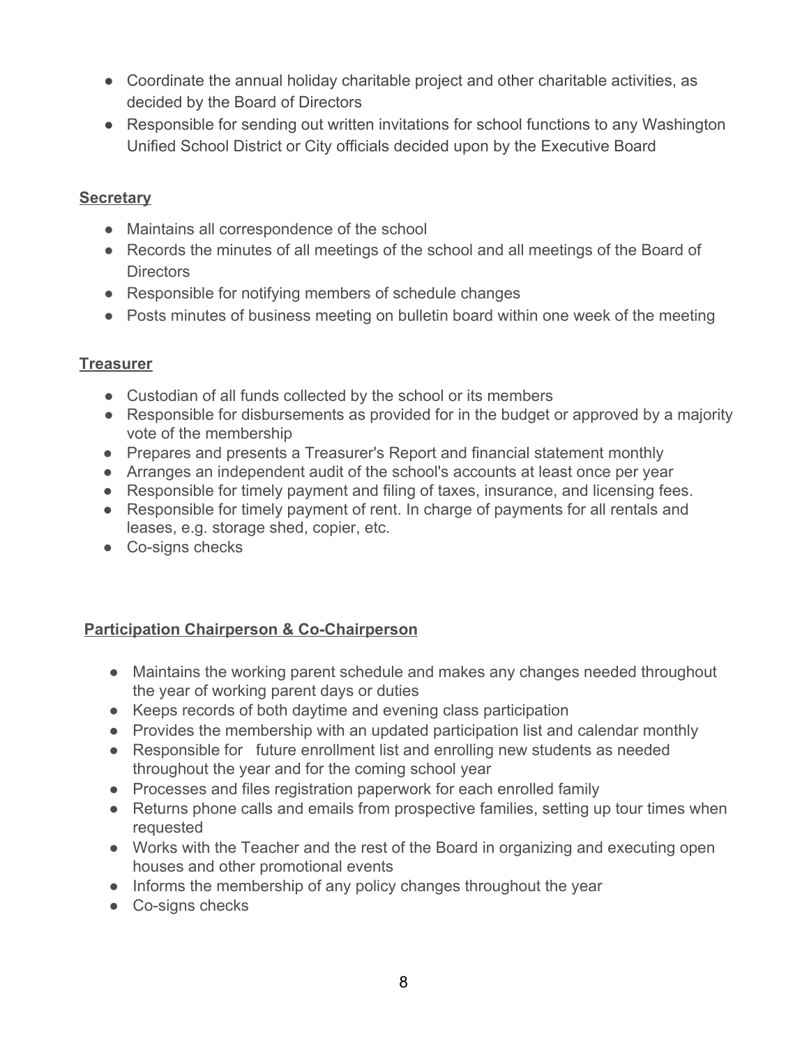- Coordinate the annual holiday charitable project and other charitable activities, as decided by the Board of Directors
- Responsible for sending out written invitations for school functions to any Washington Unified School District or City officials decided upon by the Executive Board

**Secretary**

- Maintains all correspondence of the school
- Records the minutes of all meetings of the school and all meetings of the Board of Directors
- Responsible for notifying members of schedule changes
- Posts minutes of business meeting on bulletin board within one week of the meeting

**Treasurer**

- Custodian of all funds collected by the school or its members
- Responsible for disbursements as provided for in the budget or approved by a majority vote of the membership
- Prepares and presents a Treasurer's Report and financial statement monthly
- Arranges an independent audit of the school's accounts at least once per year
- Responsible for timely payment and filing of taxes, insurance, and licensing fees.
- Responsible for timely payment of rent. In charge of payments for all rentals and leases, e.g. storage shed, copier, etc.
- Co-signs checks

**Participation Chairperson & Co-Chairperson**

- Maintains the working parent schedule and makes any changes needed throughout the year of working parent days or duties
- Keeps records of both daytime and evening class participation
- Provides the membership with an updated participation list and calendar monthly
- Responsible for future enrollment list and enrolling new students as needed throughout the year and for the coming school year
- Processes and files registration paperwork for each enrolled family
- Returns phone calls and emails from prospective families, setting up tour times when requested
- Works with the Teacher and the rest of the Board in organizing and executing open houses and other promotional events
- Informs the membership of any policy changes throughout the year
- Co-signs checks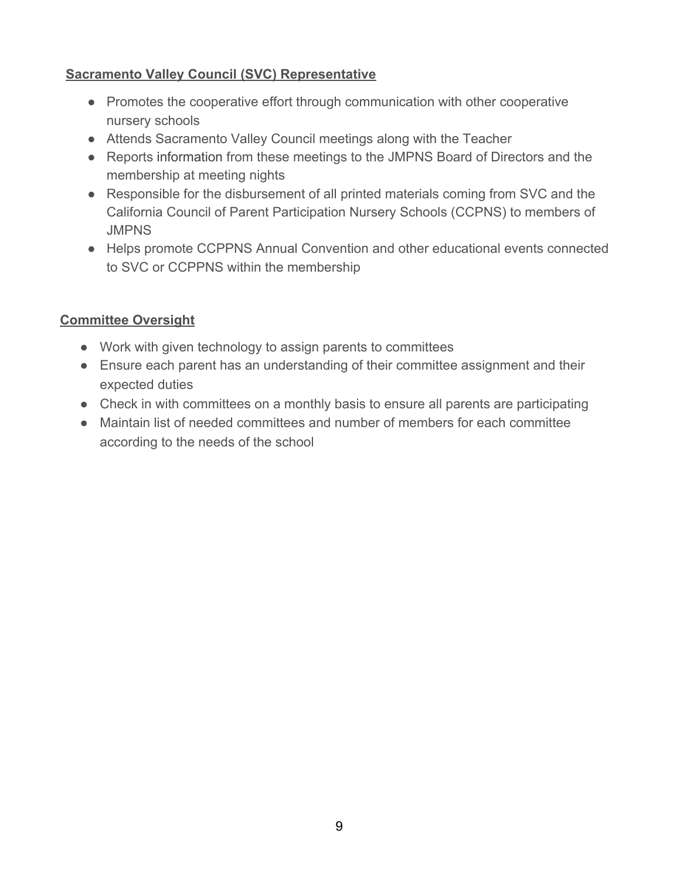**Sacramento Valley Council (SVC) Representative**

- Promotes the cooperative effort through communication with other cooperative nursery schools
- Attends Sacramento Valley Council meetings along with the Teacher
- Reports information from these meetings to the JMPNS Board of Directors and the membership at meeting nights
- Responsible for the disbursement of all printed materials coming from SVC and the California Council of Parent Participation Nursery Schools (CCPNS) to members of JMPNS
- Helps promote CCPPNS Annual Convention and other educational events connected to SVC or CCPPNS within the membership

**Committee Oversight**

- Work with given technology to assign parents to committees
- Ensure each parent has an understanding of their committee assignment and their expected duties
- Check in with committees on a monthly basis to ensure all parents are participating
- Maintain list of needed committees and number of members for each committee according to the needs of the school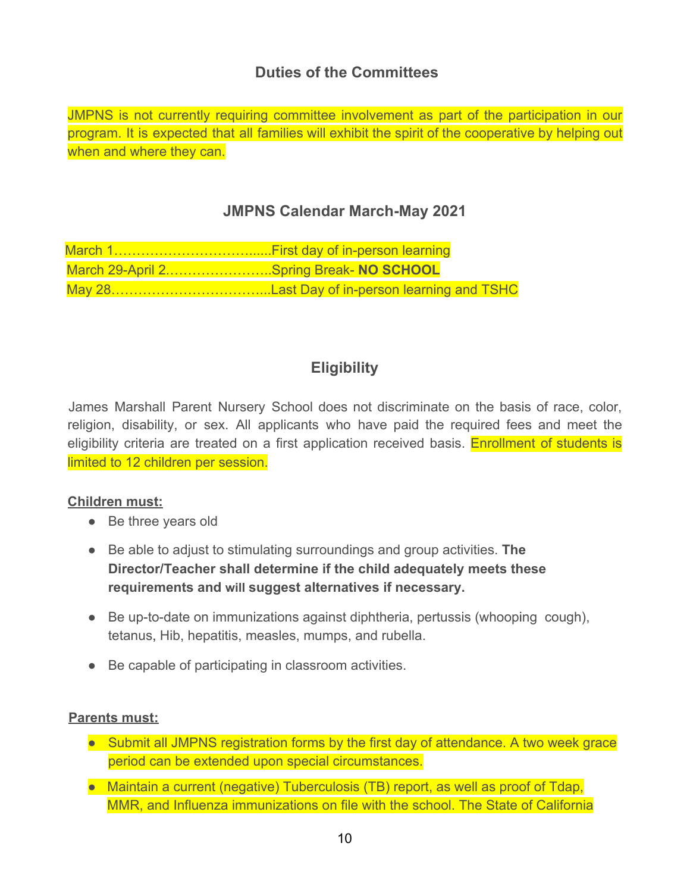## Duties of the Committees

JMPNS is not currently requiring committee involvement as part of the participation in our program. It is expected that all families will exhibit the spirit of the cooperative by helping out when and where they can.

## JMPNS Calendar March-May 2021

March 1…………………………......First day of in-person learning
March 29-April 2……………………..Spring Break- **NO SCHOOL**
May 28……………………………....Last Day of in-person learning and TSHC

## Eligibility

James Marshall Parent Nursery School does not discriminate on the basis of race, color, religion, disability, or sex. All applicants who have paid the required fees and meet the eligibility criteria are treated on a first application received basis. Enrollment of students is limited to 12 children per session.

**Children must:**

- Be three years old
- Be able to adjust to stimulating surroundings and group activities. **The Director/Teacher shall determine if the child adequately meets these requirements and will suggest alternatives if necessary.**
- Be up-to-date on immunizations against diphtheria, pertussis (whooping cough), tetanus, Hib, hepatitis, measles, mumps, and rubella.
- Be capable of participating in classroom activities.

**Parents must:**

- Submit all JMPNS registration forms by the first day of attendance. A two week grace period can be extended upon special circumstances.
- Maintain a current (negative) Tuberculosis (TB) report, as well as proof of Tdap, MMR, and Influenza immunizations on file with the school. The State of California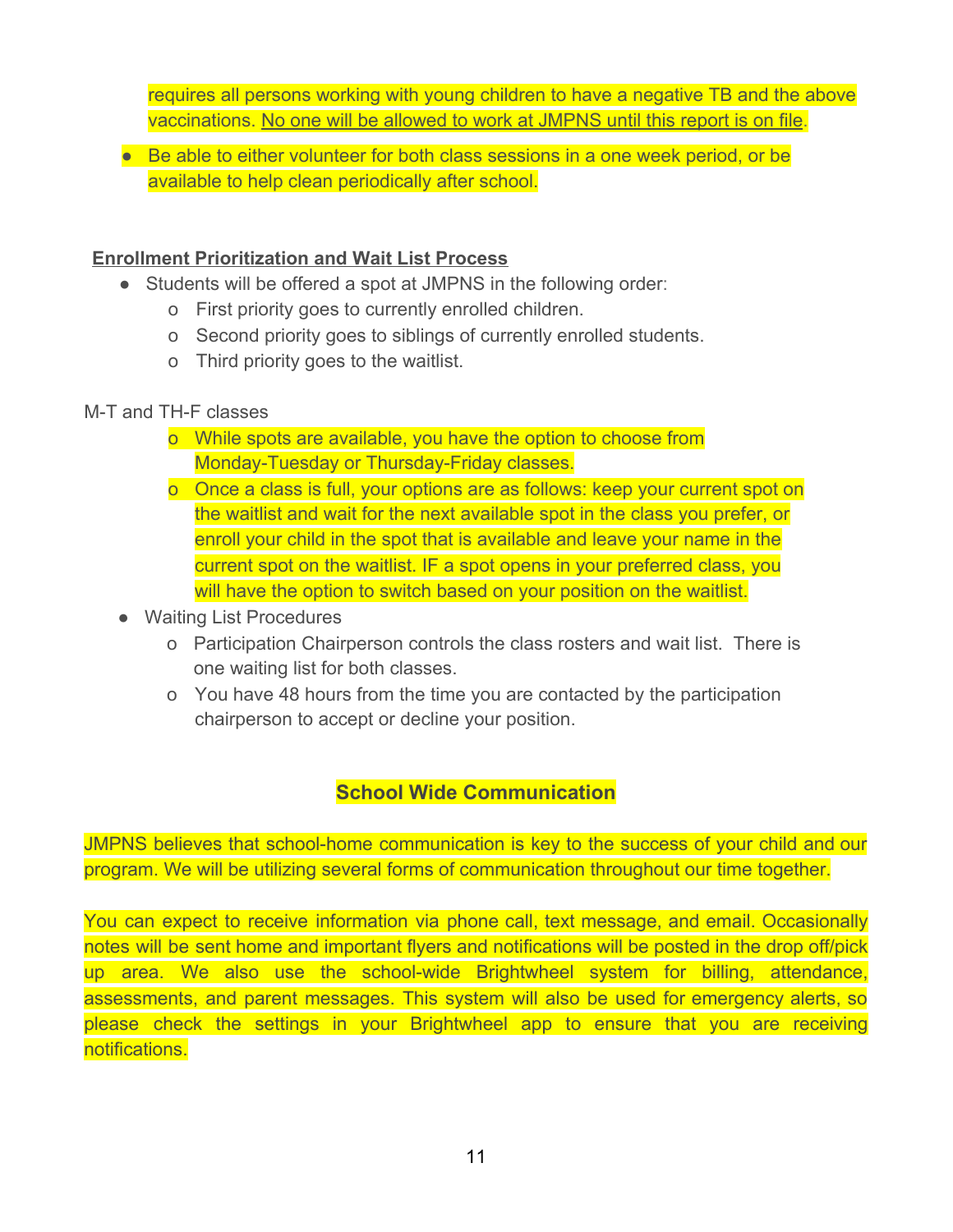requires all persons working with young children to have a negative TB and the above vaccinations. <u>No one will be allowed to work at JMPNS until this report is on file</u>.

- Be able to either volunteer for both class sessions in a one week period, or be available to help clean periodically after school.

**<u>Enrollment Prioritization and Wait List Process</u>**

- Students will be offered a spot at JMPNS in the following order:
  - First priority goes to currently enrolled children.
  - Second priority goes to siblings of currently enrolled students.
  - Third priority goes to the waitlist.

M-T and TH-F classes

- While spots are available, you have the option to choose from Monday-Tuesday or Thursday-Friday classes.
- Once a class is full, your options are as follows: keep your current spot on the waitlist and wait for the next available spot in the class you prefer, or enroll your child in the spot that is available and leave your name in the current spot on the waitlist. IF a spot opens in your preferred class, you will have the option to switch based on your position on the waitlist.

- Waiting List Procedures
  - Participation Chairperson controls the class rosters and wait list. There is one waiting list for both classes.
  - You have 48 hours from the time you are contacted by the participation chairperson to accept or decline your position.

## School Wide Communication

JMPNS believes that school-home communication is key to the success of your child and our program. We will be utilizing several forms of communication throughout our time together.

You can expect to receive information via phone call, text message, and email. Occasionally notes will be sent home and important flyers and notifications will be posted in the drop off/pick up area. We also use the school-wide Brightwheel system for billing, attendance, assessments, and parent messages. This system will also be used for emergency alerts, so please check the settings in your Brightwheel app to ensure that you are receiving notifications.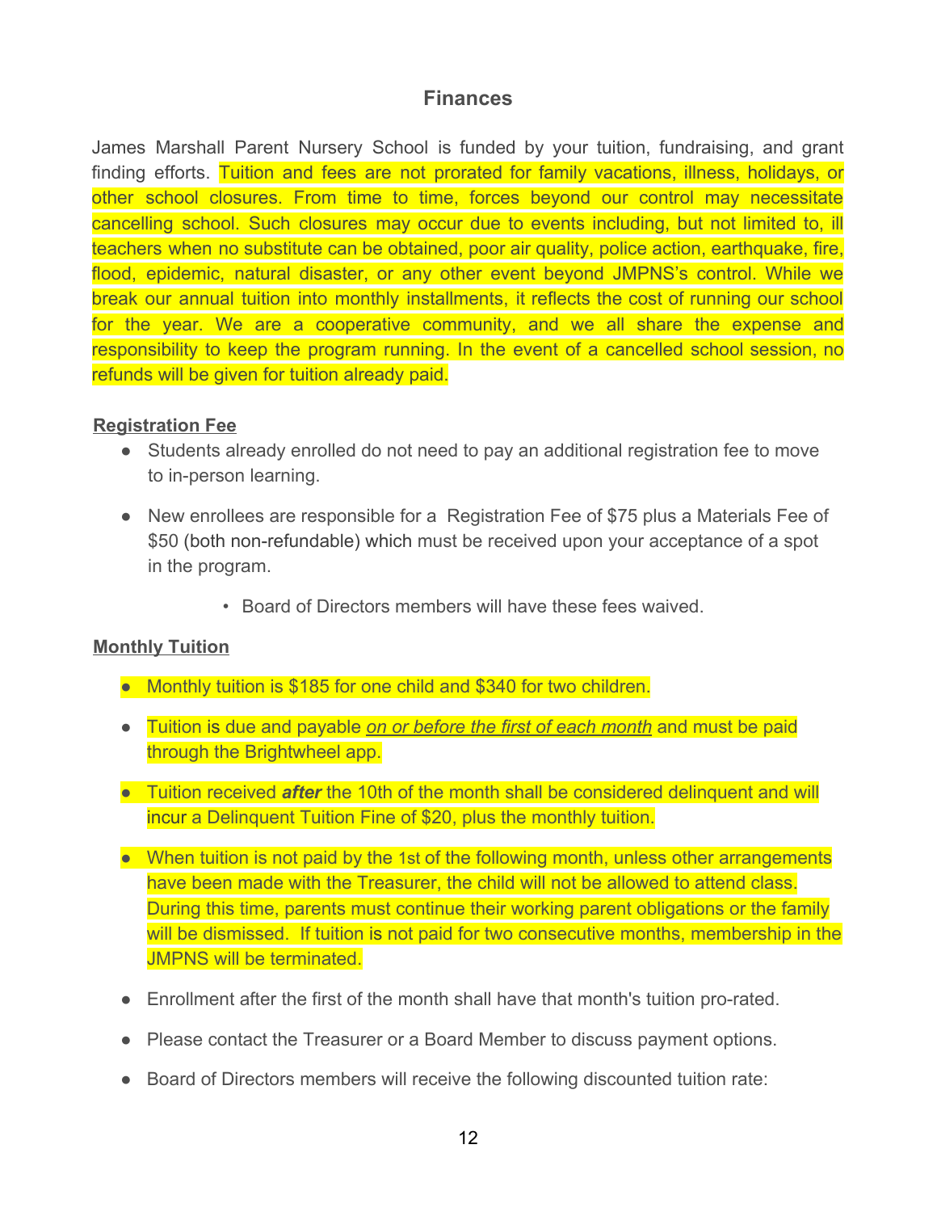## Finances

James Marshall Parent Nursery School is funded by your tuition, fundraising, and grant finding efforts. Tuition and fees are not prorated for family vacations, illness, holidays, or other school closures. From time to time, forces beyond our control may necessitate cancelling school. Such closures may occur due to events including, but not limited to, ill teachers when no substitute can be obtained, poor air quality, police action, earthquake, fire, flood, epidemic, natural disaster, or any other event beyond JMPNS's control. While we break our annual tuition into monthly installments, it reflects the cost of running our school for the year. We are a cooperative community, and we all share the expense and responsibility to keep the program running. In the event of a cancelled school session, no refunds will be given for tuition already paid.

**Registration Fee**

- Students already enrolled do not need to pay an additional registration fee to move to in-person learning.
- New enrollees are responsible for a Registration Fee of $75 plus a Materials Fee of $50 (both non-refundable) which must be received upon your acceptance of a spot in the program.
    - Board of Directors members will have these fees waived.

**Monthly Tuition**

- Monthly tuition is $185 for one child and $340 for two children.
- Tuition is due and payable *on or before the first of each month* and must be paid through the Brightwheel app.
- Tuition received ***after*** the 10th of the month shall be considered delinquent and will incur a Delinquent Tuition Fine of $20, plus the monthly tuition.
- When tuition is not paid by the 1st of the following month, unless other arrangements have been made with the Treasurer, the child will not be allowed to attend class. During this time, parents must continue their working parent obligations or the family will be dismissed. If tuition is not paid for two consecutive months, membership in the JMPNS will be terminated.
- Enrollment after the first of the month shall have that month's tuition pro-rated.
- Please contact the Treasurer or a Board Member to discuss payment options.
- Board of Directors members will receive the following discounted tuition rate: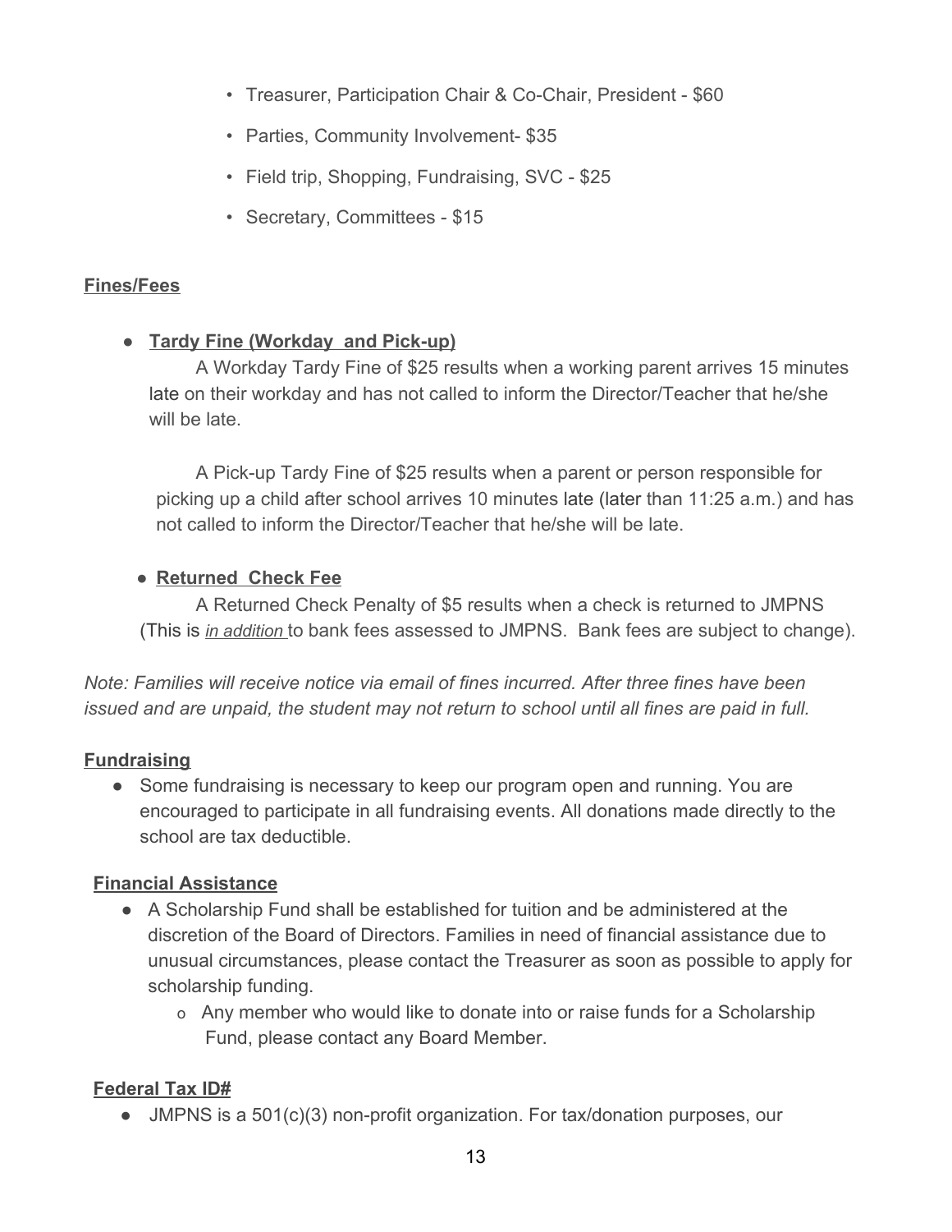- Treasurer, Participation Chair & Co-Chair, President - $60
- Parties, Community Involvement- $35
- Field trip, Shopping, Fundraising, SVC - $25
- Secretary, Committees - $15

**Fines/Fees**

- **Tardy Fine (Workday and Pick-up)**

  A Workday Tardy Fine of $25 results when a working parent arrives 15 minutes late on their workday and has not called to inform the Director/Teacher that he/she will be late.

  A Pick-up Tardy Fine of $25 results when a parent or person responsible for picking up a child after school arrives 10 minutes late (later than 11:25 a.m.) and has not called to inform the Director/Teacher that he/she will be late.

- **Returned Check Fee**

  A Returned Check Penalty of $5 results when a check is returned to JMPNS (This is *in addition* to bank fees assessed to JMPNS. Bank fees are subject to change).

*Note: Families will receive notice via email of fines incurred. After three fines have been issued and are unpaid, the student may not return to school until all fines are paid in full.*

**Fundraising**

- Some fundraising is necessary to keep our program open and running. You are encouraged to participate in all fundraising events. All donations made directly to the school are tax deductible.

**Financial Assistance**

- A Scholarship Fund shall be established for tuition and be administered at the discretion of the Board of Directors. Families in need of financial assistance due to unusual circumstances, please contact the Treasurer as soon as possible to apply for scholarship funding.
  - Any member who would like to donate into or raise funds for a Scholarship Fund, please contact any Board Member.

**Federal Tax ID#**

- JMPNS is a 501(c)(3) non-profit organization. For tax/donation purposes, our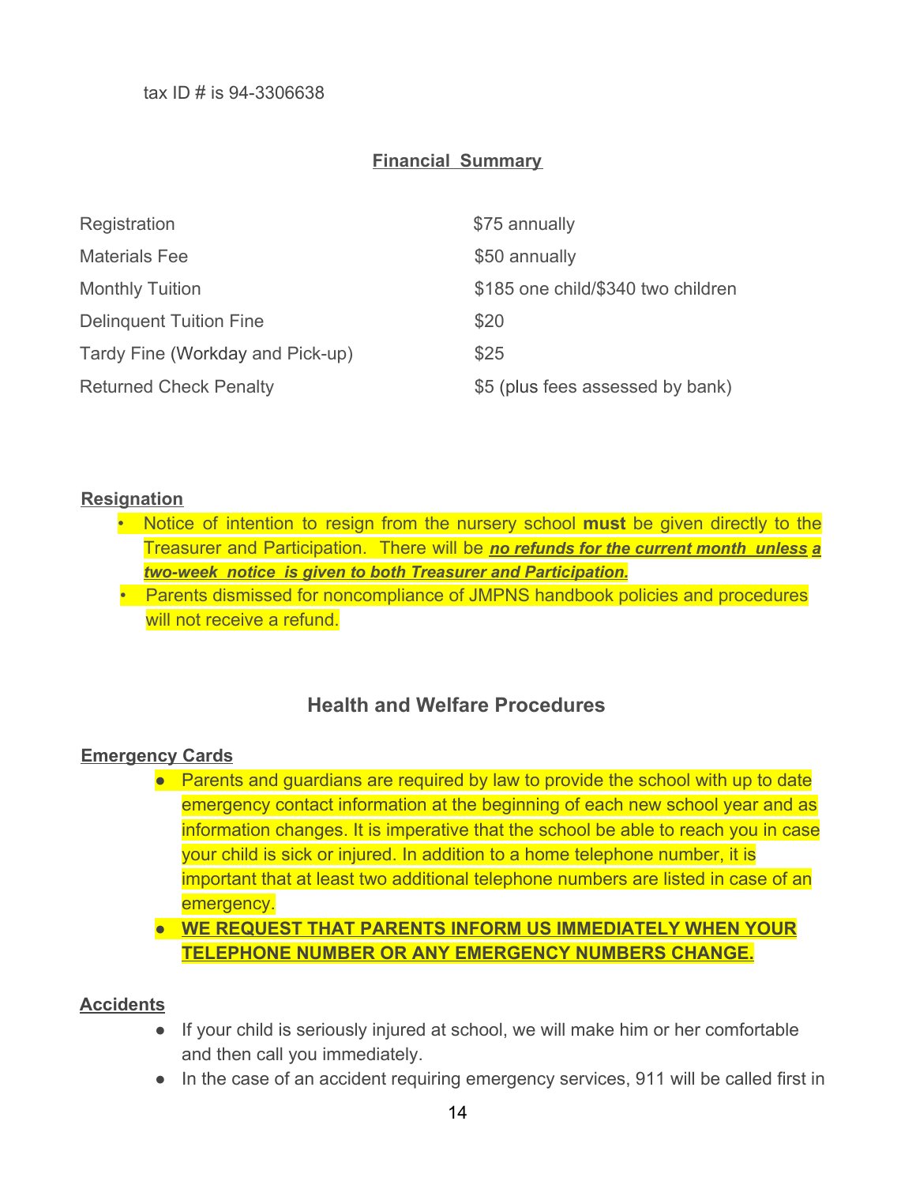tax ID # is 94-3306638

## Financial Summary

| | |
|---|---|
| Registration | $75 annually |
| Materials Fee | $50 annually |
| Monthly Tuition | $185 one child/$340 two children |
| Delinquent Tuition Fine | $20 |
| Tardy Fine (Workday and Pick-up) | $25 |
| Returned Check Penalty | $5 (plus fees assessed by bank) |

### Resignation

- Notice of intention to resign from the nursery school **must** be given directly to the Treasurer and Participation. There will be ***no refunds for the current month unless a two-week notice is given to both Treasurer and Participation.***
- Parents dismissed for noncompliance of JMPNS handbook policies and procedures will not receive a refund.

## Health and Welfare Procedures

### Emergency Cards

- Parents and guardians are required by law to provide the school with up to date emergency contact information at the beginning of each new school year and as information changes. It is imperative that the school be able to reach you in case your child is sick or injured. In addition to a home telephone number, it is important that at least two additional telephone numbers are listed in case of an emergency.
- **WE REQUEST THAT PARENTS INFORM US IMMEDIATELY WHEN YOUR TELEPHONE NUMBER OR ANY EMERGENCY NUMBERS CHANGE.**

### Accidents

- If your child is seriously injured at school, we will make him or her comfortable and then call you immediately.
- In the case of an accident requiring emergency services, 911 will be called first in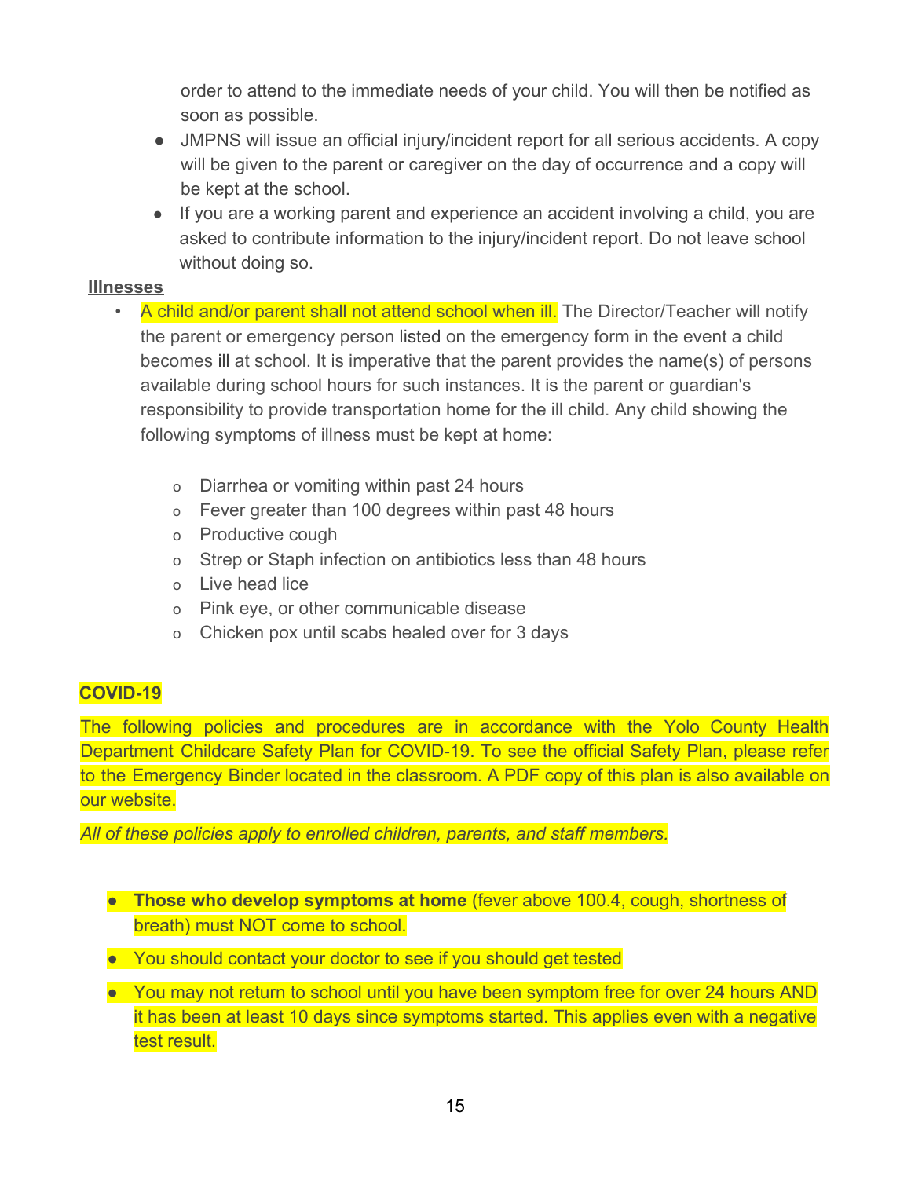order to attend to the immediate needs of your child. You will then be notified as soon as possible.

- JMPNS will issue an official injury/incident report for all serious accidents. A copy will be given to the parent or caregiver on the day of occurrence and a copy will be kept at the school.
- If you are a working parent and experience an accident involving a child, you are asked to contribute information to the injury/incident report. Do not leave school without doing so.

**Illnesses**

- A child and/or parent shall not attend school when ill. The Director/Teacher will notify the parent or emergency person listed on the emergency form in the event a child becomes ill at school. It is imperative that the parent provides the name(s) of persons available during school hours for such instances. It is the parent or guardian's responsibility to provide transportation home for the ill child. Any child showing the following symptoms of illness must be kept at home:
  - Diarrhea or vomiting within past 24 hours
  - Fever greater than 100 degrees within past 48 hours
  - Productive cough
  - Strep or Staph infection on antibiotics less than 48 hours
  - Live head lice
  - Pink eye, or other communicable disease
  - Chicken pox until scabs healed over for 3 days

**COVID-19**

The following policies and procedures are in accordance with the Yolo County Health Department Childcare Safety Plan for COVID-19. To see the official Safety Plan, please refer to the Emergency Binder located in the classroom. A PDF copy of this plan is also available on our website.

*All of these policies apply to enrolled children, parents, and staff members.*

- **Those who develop symptoms at home** (fever above 100.4, cough, shortness of breath) must NOT come to school.
- You should contact your doctor to see if you should get tested
- You may not return to school until you have been symptom free for over 24 hours AND it has been at least 10 days since symptoms started. This applies even with a negative test result.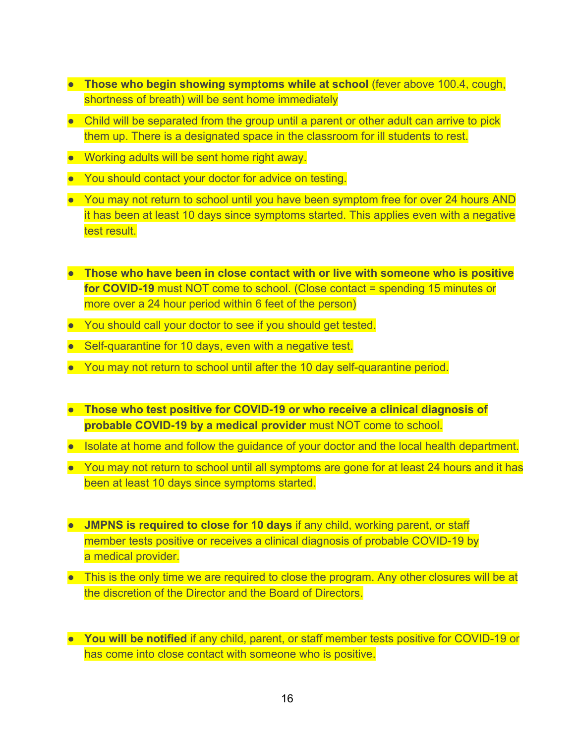- **Those who begin showing symptoms while at school** (fever above 100.4, cough, shortness of breath) will be sent home immediately
- Child will be separated from the group until a parent or other adult can arrive to pick them up. There is a designated space in the classroom for ill students to rest.
- Working adults will be sent home right away.
- You should contact your doctor for advice on testing.
- You may not return to school until you have been symptom free for over 24 hours AND it has been at least 10 days since symptoms started. This applies even with a negative test result.

- **Those who have been in close contact with or live with someone who is positive for COVID-19** must NOT come to school. (Close contact = spending 15 minutes or more over a 24 hour period within 6 feet of the person)
- You should call your doctor to see if you should get tested.
- Self-quarantine for 10 days, even with a negative test.
- You may not return to school until after the 10 day self-quarantine period.

- **Those who test positive for COVID-19 or who receive a clinical diagnosis of probable COVID-19 by a medical provider** must NOT come to school.
- Isolate at home and follow the guidance of your doctor and the local health department.
- You may not return to school until all symptoms are gone for at least 24 hours and it has been at least 10 days since symptoms started.

- **JMPNS is required to close for 10 days** if any child, working parent, or staff member tests positive or receives a clinical diagnosis of probable COVID-19 by a medical provider.
- This is the only time we are required to close the program. Any other closures will be at the discretion of the Director and the Board of Directors.

- **You will be notified** if any child, parent, or staff member tests positive for COVID-19 or has come into close contact with someone who is positive.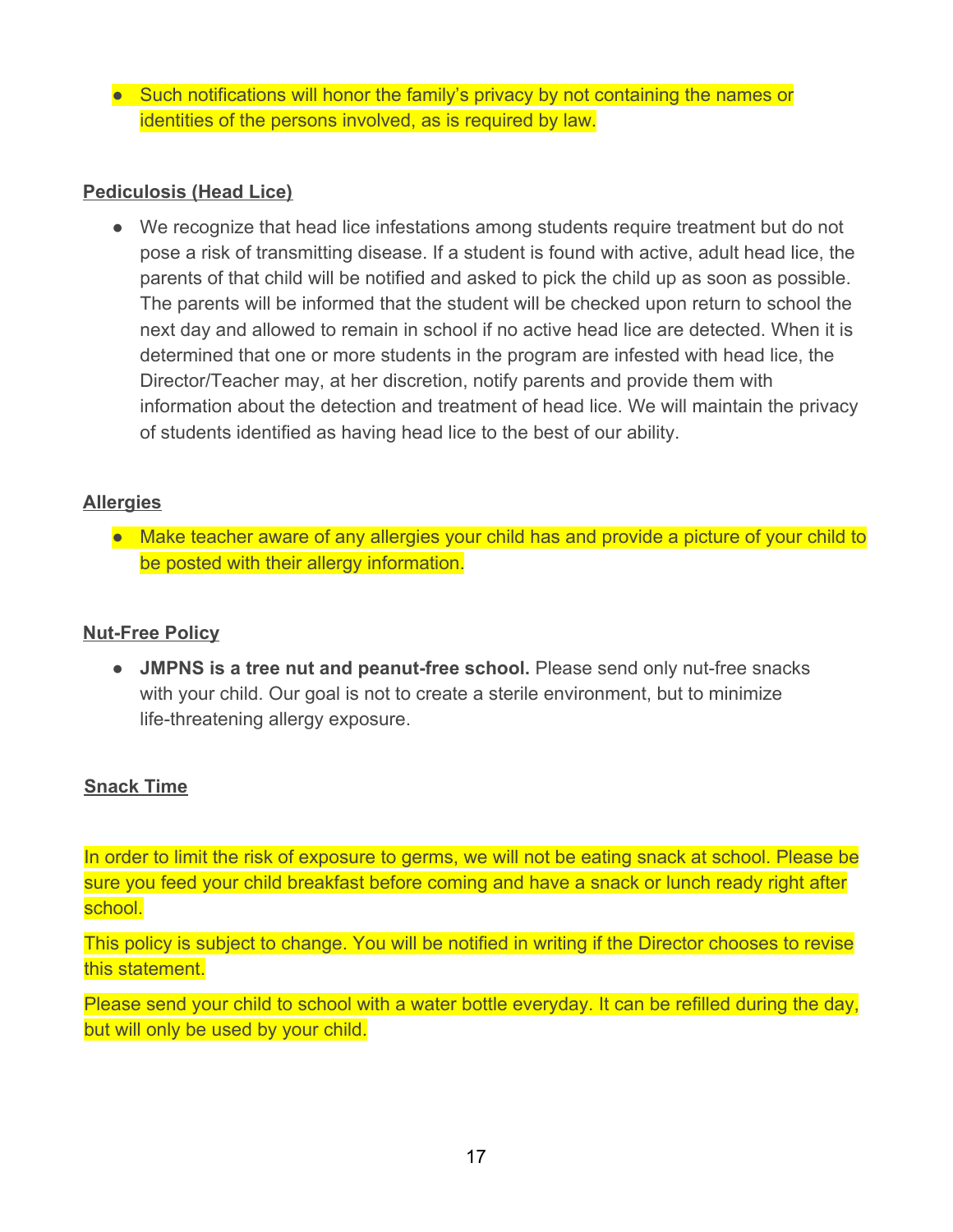- Such notifications will honor the family's privacy by not containing the names or identities of the persons involved, as is required by law.

## Pediculosis (Head Lice)

- We recognize that head lice infestations among students require treatment but do not pose a risk of transmitting disease. If a student is found with active, adult head lice, the parents of that child will be notified and asked to pick the child up as soon as possible. The parents will be informed that the student will be checked upon return to school the next day and allowed to remain in school if no active head lice are detected. When it is determined that one or more students in the program are infested with head lice, the Director/Teacher may, at her discretion, notify parents and provide them with information about the detection and treatment of head lice. We will maintain the privacy of students identified as having head lice to the best of our ability.

## Allergies

- Make teacher aware of any allergies your child has and provide a picture of your child to be posted with their allergy information.

## Nut-Free Policy

- **JMPNS is a tree nut and peanut-free school.** Please send only nut-free snacks with your child. Our goal is not to create a sterile environment, but to minimize life-threatening allergy exposure.

## Snack Time

In order to limit the risk of exposure to germs, we will not be eating snack at school. Please be sure you feed your child breakfast before coming and have a snack or lunch ready right after school.

This policy is subject to change. You will be notified in writing if the Director chooses to revise this statement.

Please send your child to school with a water bottle everyday. It can be refilled during the day, but will only be used by your child.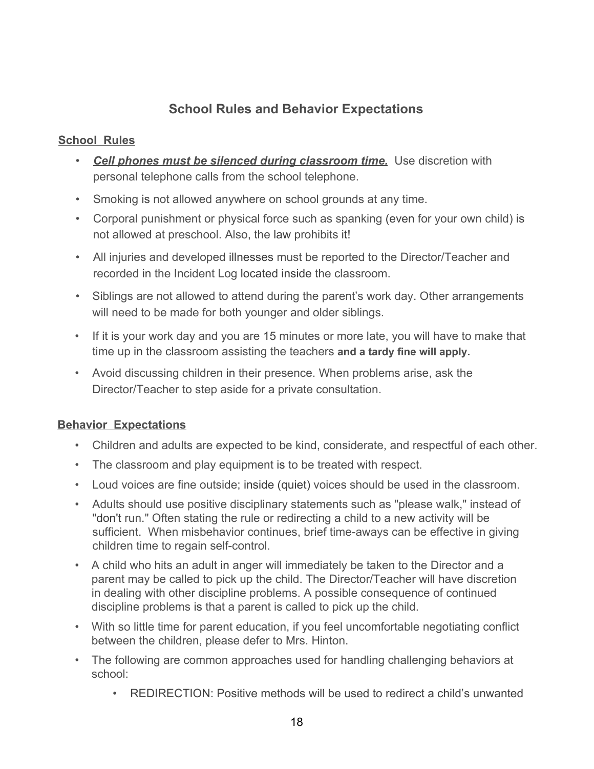## School Rules and Behavior Expectations

### School Rules

- ***Cell phones must be silenced during classroom time.*** Use discretion with personal telephone calls from the school telephone.
- Smoking is not allowed anywhere on school grounds at any time.
- Corporal punishment or physical force such as spanking (even for your own child) is not allowed at preschool. Also, the law prohibits it!
- All injuries and developed illnesses must be reported to the Director/Teacher and recorded in the Incident Log located inside the classroom.
- Siblings are not allowed to attend during the parent's work day. Other arrangements will need to be made for both younger and older siblings.
- If it is your work day and you are 15 minutes or more late, you will have to make that time up in the classroom assisting the teachers **and a tardy fine will apply.**
- Avoid discussing children in their presence. When problems arise, ask the Director/Teacher to step aside for a private consultation.

### Behavior Expectations

- Children and adults are expected to be kind, considerate, and respectful of each other.
- The classroom and play equipment is to be treated with respect.
- Loud voices are fine outside; inside (quiet) voices should be used in the classroom.
- Adults should use positive disciplinary statements such as "please walk," instead of "don't run." Often stating the rule or redirecting a child to a new activity will be sufficient. When misbehavior continues, brief time-aways can be effective in giving children time to regain self-control.
- A child who hits an adult in anger will immediately be taken to the Director and a parent may be called to pick up the child. The Director/Teacher will have discretion in dealing with other discipline problems. A possible consequence of continued discipline problems is that a parent is called to pick up the child.
- With so little time for parent education, if you feel uncomfortable negotiating conflict between the children, please defer to Mrs. Hinton.
- The following are common approaches used for handling challenging behaviors at school:
  - REDIRECTION: Positive methods will be used to redirect a child's unwanted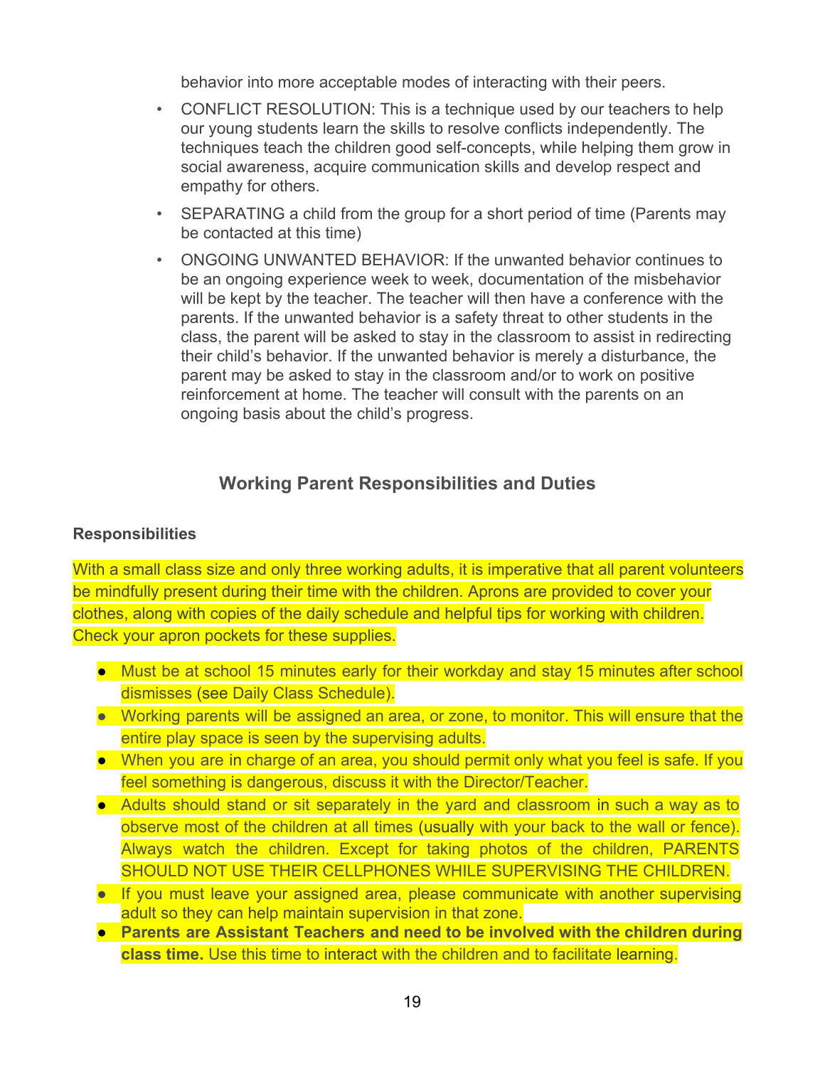behavior into more acceptable modes of interacting with their peers.

- CONFLICT RESOLUTION: This is a technique used by our teachers to help our young students learn the skills to resolve conflicts independently. The techniques teach the children good self-concepts, while helping them grow in social awareness, acquire communication skills and develop respect and empathy for others.
- SEPARATING a child from the group for a short period of time (Parents may be contacted at this time)
- ONGOING UNWANTED BEHAVIOR: If the unwanted behavior continues to be an ongoing experience week to week, documentation of the misbehavior will be kept by the teacher. The teacher will then have a conference with the parents. If the unwanted behavior is a safety threat to other students in the class, the parent will be asked to stay in the classroom to assist in redirecting their child's behavior. If the unwanted behavior is merely a disturbance, the parent may be asked to stay in the classroom and/or to work on positive reinforcement at home. The teacher will consult with the parents on an ongoing basis about the child's progress.

## Working Parent Responsibilities and Duties

### Responsibilities

With a small class size and only three working adults, it is imperative that all parent volunteers be mindfully present during their time with the children. Aprons are provided to cover your clothes, along with copies of the daily schedule and helpful tips for working with children. Check your apron pockets for these supplies.

- Must be at school 15 minutes early for their workday and stay 15 minutes after school dismisses (see Daily Class Schedule).
- Working parents will be assigned an area, or zone, to monitor. This will ensure that the entire play space is seen by the supervising adults.
- When you are in charge of an area, you should permit only what you feel is safe. If you feel something is dangerous, discuss it with the Director/Teacher.
- Adults should stand or sit separately in the yard and classroom in such a way as to observe most of the children at all times (usually with your back to the wall or fence). Always watch the children. Except for taking photos of the children, PARENTS SHOULD NOT USE THEIR CELLPHONES WHILE SUPERVISING THE CHILDREN.
- If you must leave your assigned area, please communicate with another supervising adult so they can help maintain supervision in that zone.
- **Parents are Assistant Teachers and need to be involved with the children during class time.** Use this time to interact with the children and to facilitate learning.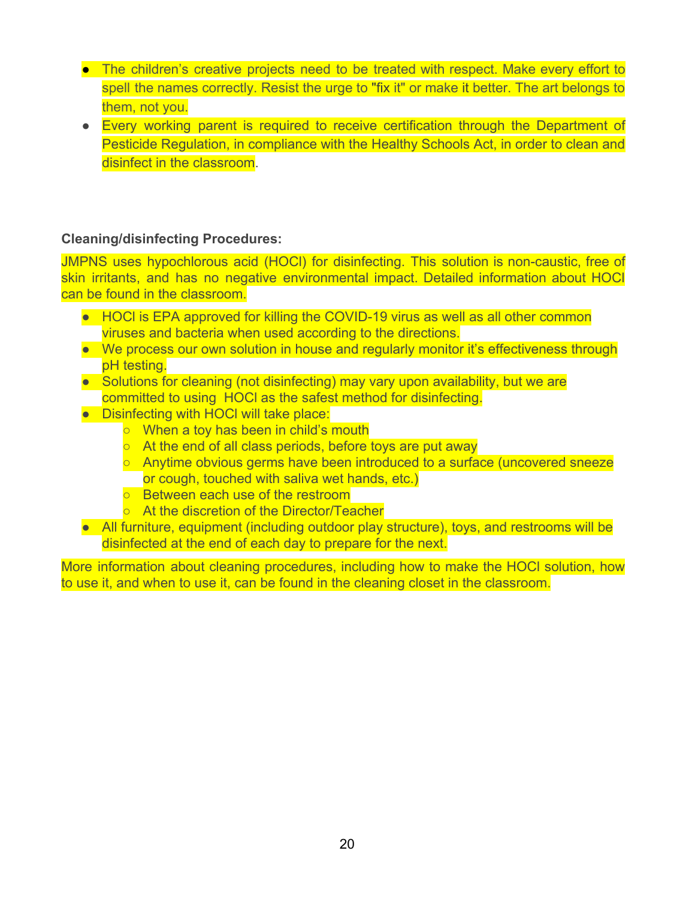- The children's creative projects need to be treated with respect. Make every effort to spell the names correctly. Resist the urge to "fix it" or make it better. The art belongs to them, not you.
- Every working parent is required to receive certification through the Department of Pesticide Regulation, in compliance with the Healthy Schools Act, in order to clean and disinfect in the classroom.

**Cleaning/disinfecting Procedures:**

JMPNS uses hypochlorous acid (HOCl) for disinfecting. This solution is non-caustic, free of skin irritants, and has no negative environmental impact. Detailed information about HOCl can be found in the classroom.

- HOCl is EPA approved for killing the COVID-19 virus as well as all other common viruses and bacteria when used according to the directions.
- We process our own solution in house and regularly monitor it's effectiveness through pH testing.
- Solutions for cleaning (not disinfecting) may vary upon availability, but we are committed to using HOCl as the safest method for disinfecting.
- Disinfecting with HOCl will take place:
  - When a toy has been in child's mouth
  - At the end of all class periods, before toys are put away
  - Anytime obvious germs have been introduced to a surface (uncovered sneeze or cough, touched with saliva wet hands, etc.)
  - Between each use of the restroom
  - At the discretion of the Director/Teacher
- All furniture, equipment (including outdoor play structure), toys, and restrooms will be disinfected at the end of each day to prepare for the next.

More information about cleaning procedures, including how to make the HOCl solution, how to use it, and when to use it, can be found in the cleaning closet in the classroom.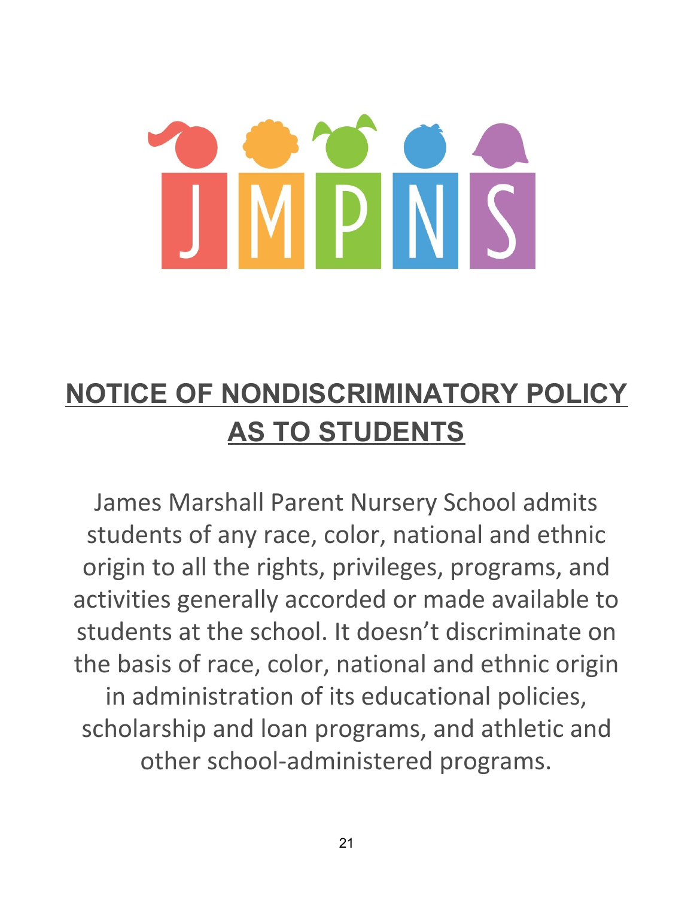JMPNS

# NOTICE OF NONDISCRIMINATORY POLICY AS TO STUDENTS

James Marshall Parent Nursery School admits students of any race, color, national and ethnic origin to all the rights, privileges, programs, and activities generally accorded or made available to students at the school. It doesn't discriminate on the basis of race, color, national and ethnic origin in administration of its educational policies, scholarship and loan programs, and athletic and other school-administered programs.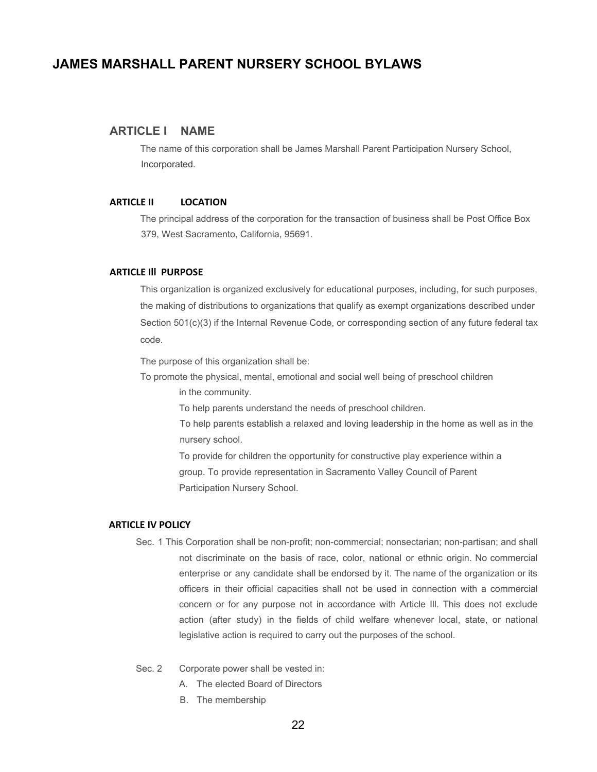# JAMES MARSHALL PARENT NURSERY SCHOOL BYLAWS

## ARTICLE I NAME

The name of this corporation shall be James Marshall Parent Participation Nursery School, Incorporated.

## ARTICLE II LOCATION

The principal address of the corporation for the transaction of business shall be Post Office Box 379, West Sacramento, California, 95691.

## ARTICLE Ill PURPOSE

This organization is organized exclusively for educational purposes, including, for such purposes, the making of distributions to organizations that qualify as exempt organizations described under Section 501(c)(3) if the Internal Revenue Code, or corresponding section of any future federal tax code.

The purpose of this organization shall be:

To promote the physical, mental, emotional and social well being of preschool children in the community.

To help parents understand the needs of preschool children.

To help parents establish a relaxed and loving leadership in the home as well as in the nursery school.

To provide for children the opportunity for constructive play experience within a group. To provide representation in Sacramento Valley Council of Parent Participation Nursery School.

## ARTICLE IV POLICY

Sec. 1 This Corporation shall be non-profit; non-commercial; nonsectarian; non-partisan; and shall not discriminate on the basis of race, color, national or ethnic origin. No commercial enterprise or any candidate shall be endorsed by it. The name of the organization or its officers in their official capacities shall not be used in connection with a commercial concern or for any purpose not in accordance with Article Ill. This does not exclude action (after study) in the fields of child welfare whenever local, state, or national legislative action is required to carry out the purposes of the school.

Sec. 2 Corporate power shall be vested in:

A. The elected Board of Directors

B. The membership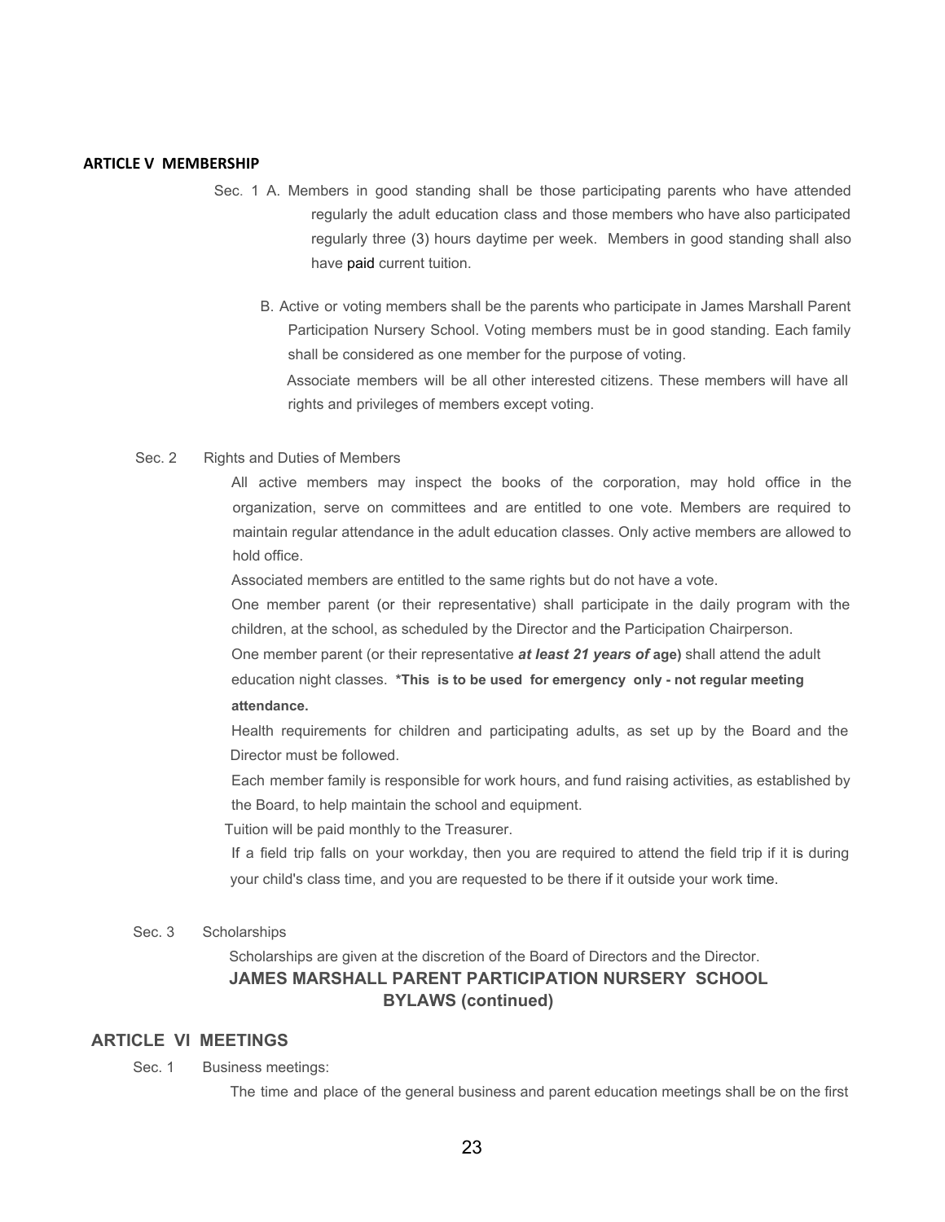## ARTICLE V MEMBERSHIP

Sec. 1 A. Members in good standing shall be those participating parents who have attended regularly the adult education class and those members who have also participated regularly three (3) hours daytime per week. Members in good standing shall also have paid current tuition.

B. Active or voting members shall be the parents who participate in James Marshall Parent Participation Nursery School. Voting members must be in good standing. Each family shall be considered as one member for the purpose of voting.

Associate members will be all other interested citizens. These members will have all rights and privileges of members except voting.

Sec. 2 Rights and Duties of Members

All active members may inspect the books of the corporation, may hold office in the organization, serve on committees and are entitled to one vote. Members are required to maintain regular attendance in the adult education classes. Only active members are allowed to hold office.

Associated members are entitled to the same rights but do not have a vote.

One member parent (or their representative) shall participate in the daily program with the children, at the school, as scheduled by the Director and the Participation Chairperson.

One member parent (or their representative ***at least 21 years of*** **age)** shall attend the adult education night classes. **\*This is to be used for emergency only - not regular meeting attendance.**

Health requirements for children and participating adults, as set up by the Board and the Director must be followed.

Each member family is responsible for work hours, and fund raising activities, as established by the Board, to help maintain the school and equipment.

Tuition will be paid monthly to the Treasurer.

If a field trip falls on your workday, then you are required to attend the field trip if it is during your child's class time, and you are requested to be there if it outside your work time.

Sec. 3 Scholarships

Scholarships are given at the discretion of the Board of Directors and the Director.

**JAMES MARSHALL PARENT PARTICIPATION NURSERY SCHOOL BYLAWS (continued)**

## ARTICLE VI MEETINGS

Sec. 1 Business meetings:

The time and place of the general business and parent education meetings shall be on the first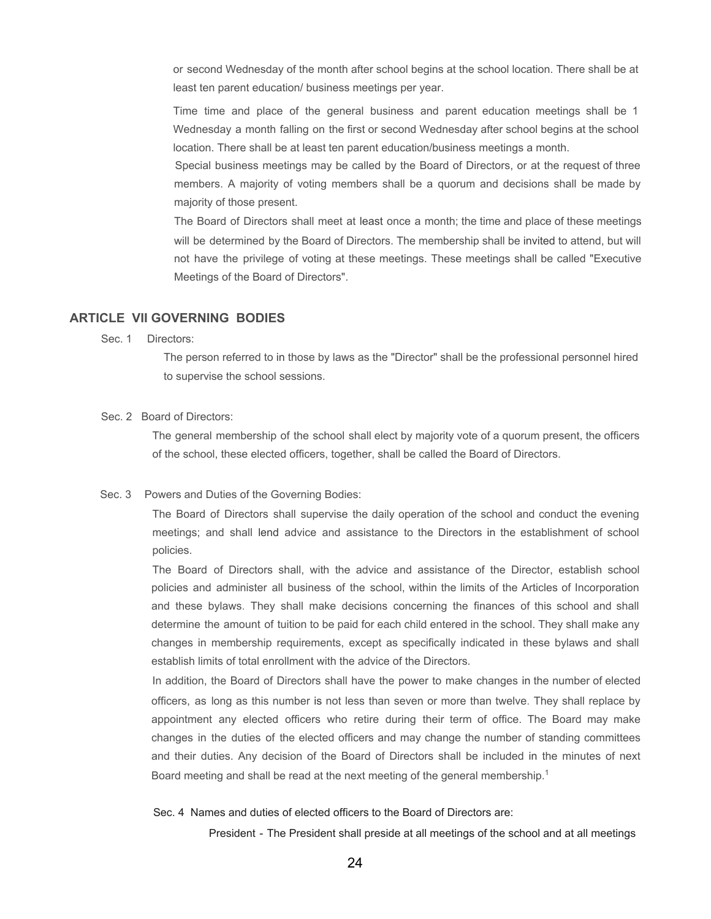or second Wednesday of the month after school begins at the school location. There shall be at least ten parent education/ business meetings per year.

Time time and place of the general business and parent education meetings shall be 1 Wednesday a month falling on the first or second Wednesday after school begins at the school location. There shall be at least ten parent education/business meetings a month.

Special business meetings may be called by the Board of Directors, or at the request of three members. A majority of voting members shall be a quorum and decisions shall be made by majority of those present.

The Board of Directors shall meet at least once a month; the time and place of these meetings will be determined by the Board of Directors. The membership shall be invited to attend, but will not have the privilege of voting at these meetings. These meetings shall be called "Executive Meetings of the Board of Directors".

## ARTICLE VII GOVERNING BODIES

Sec. 1 Directors:

The person referred to in those by laws as the "Director" shall be the professional personnel hired to supervise the school sessions.

Sec. 2 Board of Directors:

The general membership of the school shall elect by majority vote of a quorum present, the officers of the school, these elected officers, together, shall be called the Board of Directors.

Sec. 3 Powers and Duties of the Governing Bodies:

The Board of Directors shall supervise the daily operation of the school and conduct the evening meetings; and shall lend advice and assistance to the Directors in the establishment of school policies.

The Board of Directors shall, with the advice and assistance of the Director, establish school policies and administer all business of the school, within the limits of the Articles of Incorporation and these bylaws. They shall make decisions concerning the finances of this school and shall determine the amount of tuition to be paid for each child entered in the school. They shall make any changes in membership requirements, except as specifically indicated in these bylaws and shall establish limits of total enrollment with the advice of the Directors.

In addition, the Board of Directors shall have the power to make changes in the number of elected officers, as long as this number is not less than seven or more than twelve. They shall replace by appointment any elected officers who retire during their term of office. The Board may make changes in the duties of the elected officers and may change the number of standing committees and their duties. Any decision of the Board of Directors shall be included in the minutes of next Board meeting and shall be read at the next meeting of the general membership.[1]

Sec. 4 Names and duties of elected officers to the Board of Directors are:

President - The President shall preside at all meetings of the school and at all meetings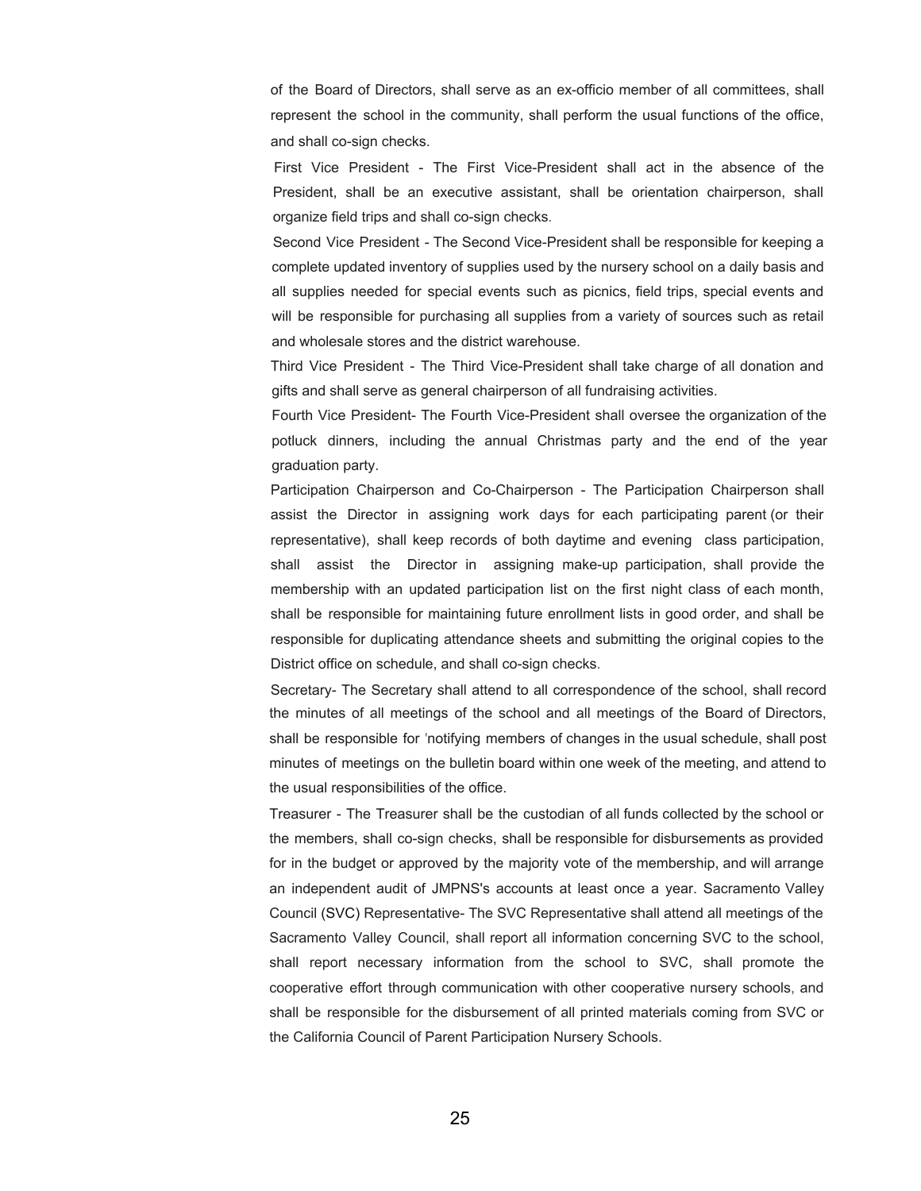of the Board of Directors, shall serve as an ex-officio member of all committees, shall represent the school in the community, shall perform the usual functions of the office, and shall co-sign checks.

First Vice President - The First Vice-President shall act in the absence of the President, shall be an executive assistant, shall be orientation chairperson, shall organize field trips and shall co-sign checks.

Second Vice President - The Second Vice-President shall be responsible for keeping a complete updated inventory of supplies used by the nursery school on a daily basis and all supplies needed for special events such as picnics, field trips, special events and will be responsible for purchasing all supplies from a variety of sources such as retail and wholesale stores and the district warehouse.

Third Vice President - The Third Vice-President shall take charge of all donation and gifts and shall serve as general chairperson of all fundraising activities.

Fourth Vice President- The Fourth Vice-President shall oversee the organization of the potluck dinners, including the annual Christmas party and the end of the year graduation party.

Participation Chairperson and Co-Chairperson - The Participation Chairperson shall assist the Director in assigning work days for each participating parent (or their representative), shall keep records of both daytime and evening class participation, shall assist the Director in assigning make-up participation, shall provide the membership with an updated participation list on the first night class of each month, shall be responsible for maintaining future enrollment lists in good order, and shall be responsible for duplicating attendance sheets and submitting the original copies to the District office on schedule, and shall co-sign checks.

Secretary- The Secretary shall attend to all correspondence of the school, shall record the minutes of all meetings of the school and all meetings of the Board of Directors, shall be responsible for 'notifying members of changes in the usual schedule, shall post minutes of meetings on the bulletin board within one week of the meeting, and attend to the usual responsibilities of the office.

Treasurer - The Treasurer shall be the custodian of all funds collected by the school or the members, shall co-sign checks, shall be responsible for disbursements as provided for in the budget or approved by the majority vote of the membership, and will arrange an independent audit of JMPNS's accounts at least once a year. Sacramento Valley Council (SVC) Representative- The SVC Representative shall attend all meetings of the Sacramento Valley Council, shall report all information concerning SVC to the school, shall report necessary information from the school to SVC, shall promote the cooperative effort through communication with other cooperative nursery schools, and shall be responsible for the disbursement of all printed materials coming from SVC or the California Council of Parent Participation Nursery Schools.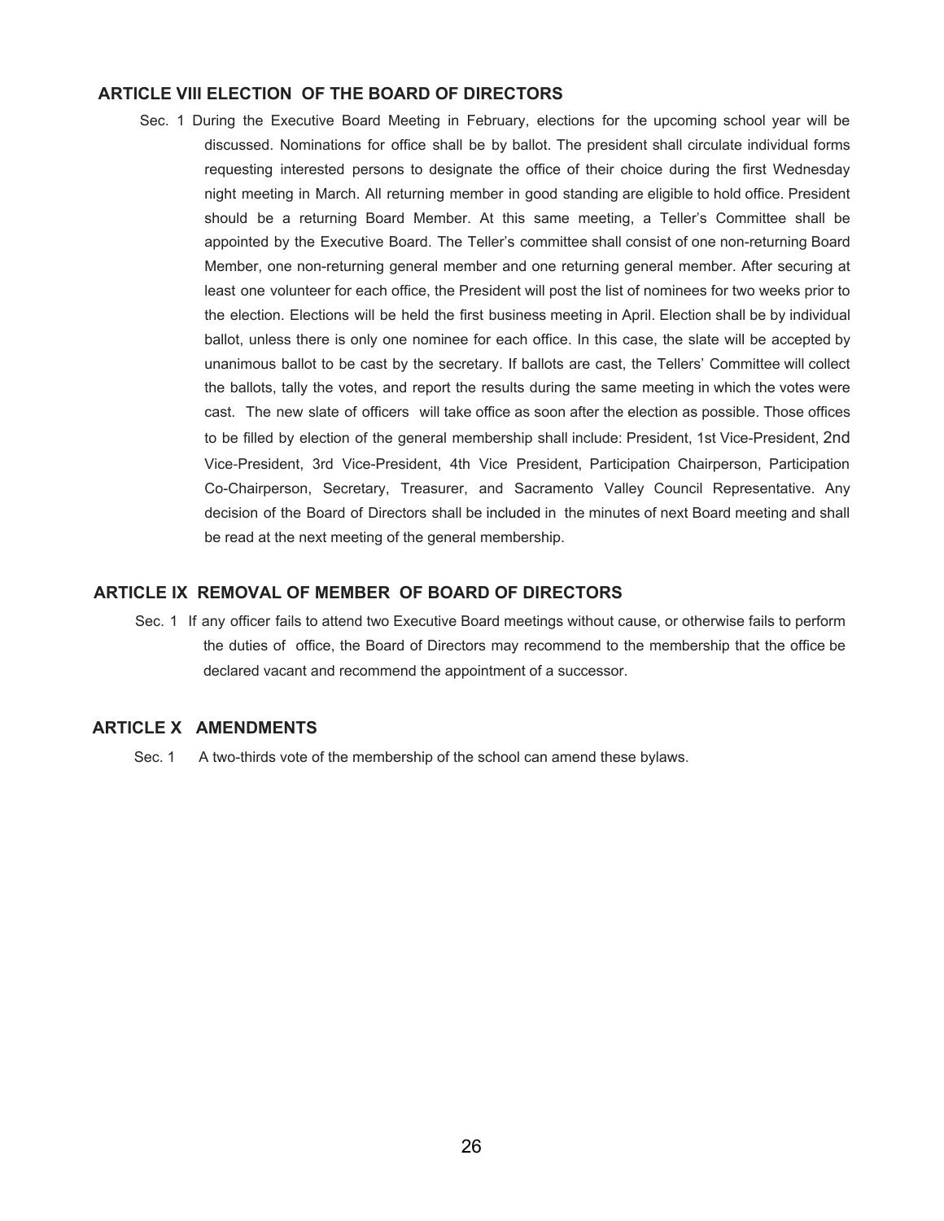## ARTICLE VIII ELECTION OF THE BOARD OF DIRECTORS

Sec. 1 During the Executive Board Meeting in February, elections for the upcoming school year will be discussed. Nominations for office shall be by ballot. The president shall circulate individual forms requesting interested persons to designate the office of their choice during the first Wednesday night meeting in March. All returning member in good standing are eligible to hold office. President should be a returning Board Member. At this same meeting, a Teller's Committee shall be appointed by the Executive Board. The Teller's committee shall consist of one non-returning Board Member, one non-returning general member and one returning general member. After securing at least one volunteer for each office, the President will post the list of nominees for two weeks prior to the election. Elections will be held the first business meeting in April. Election shall be by individual ballot, unless there is only one nominee for each office. In this case, the slate will be accepted by unanimous ballot to be cast by the secretary. If ballots are cast, the Tellers' Committee will collect the ballots, tally the votes, and report the results during the same meeting in which the votes were cast. The new slate of officers will take office as soon after the election as possible. Those offices to be filled by election of the general membership shall include: President, 1st Vice-President, 2nd Vice-President, 3rd Vice-President, 4th Vice President, Participation Chairperson, Participation Co-Chairperson, Secretary, Treasurer, and Sacramento Valley Council Representative. Any decision of the Board of Directors shall be included in the minutes of next Board meeting and shall be read at the next meeting of the general membership.

## ARTICLE IX REMOVAL OF MEMBER OF BOARD OF DIRECTORS

Sec. 1 If any officer fails to attend two Executive Board meetings without cause, or otherwise fails to perform the duties of office, the Board of Directors may recommend to the membership that the office be declared vacant and recommend the appointment of a successor.

## ARTICLE X AMENDMENTS

Sec. 1 A two-thirds vote of the membership of the school can amend these bylaws.